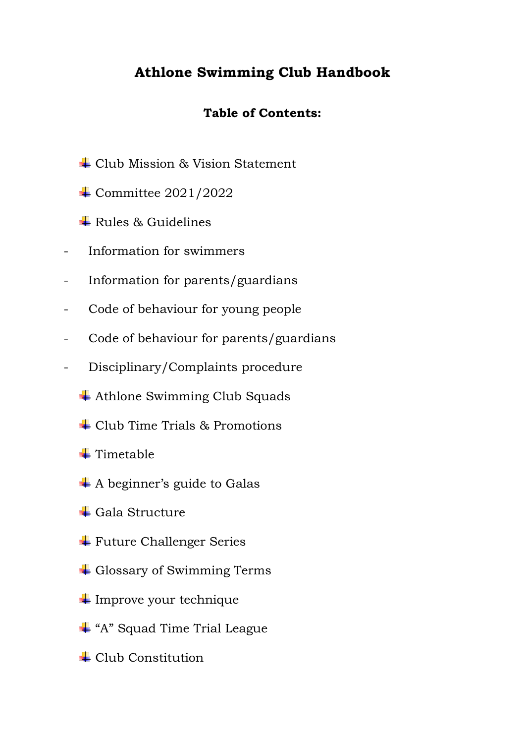# Athlone Swimming Club Handbook

## Table of Contents:

- Club Mission & Vision Statement
- Committee 2021/2022
- Rules & Guidelines
  - Information for swimmers
  - Information for parents/guardians
  - Code of behaviour for young people
  - Code of behaviour for parents/guardians
  - Disciplinary/Complaints procedure
- Athlone Swimming Club Squads
- Club Time Trials & Promotions
- Timetable
- A beginner's guide to Galas
- Gala Structure
- Future Challenger Series
- Glossary of Swimming Terms
- Improve your technique
- "A" Squad Time Trial League
- Club Constitution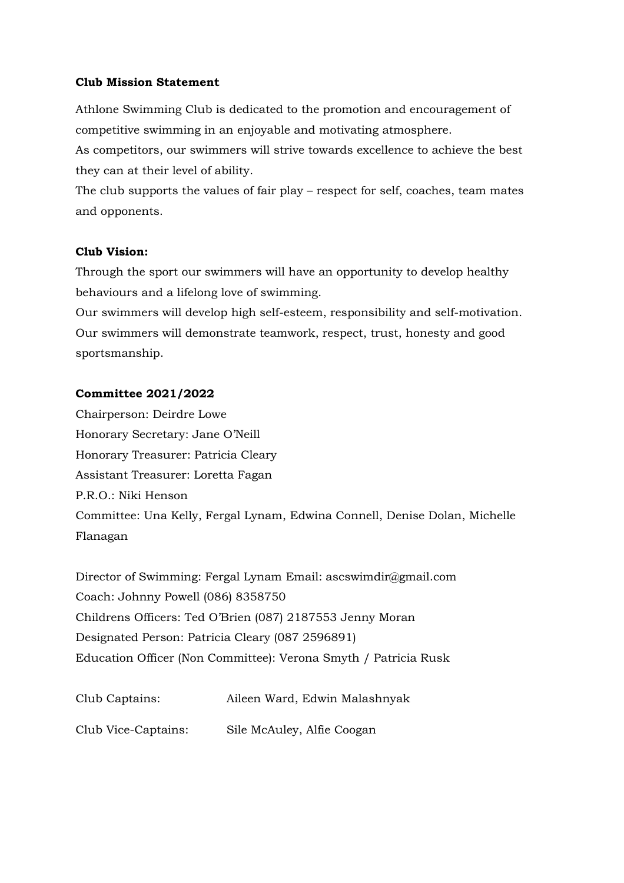**Club Mission Statement**

Athlone Swimming Club is dedicated to the promotion and encouragement of competitive swimming in an enjoyable and motivating atmosphere.
As competitors, our swimmers will strive towards excellence to achieve the best they can at their level of ability.
The club supports the values of fair play – respect for self, coaches, team mates and opponents.

**Club Vision:**

Through the sport our swimmers will have an opportunity to develop healthy behaviours and a lifelong love of swimming.
Our swimmers will develop high self-esteem, responsibility and self-motivation.
Our swimmers will demonstrate teamwork, respect, trust, honesty and good sportsmanship.

**Committee 2021/2022**

Chairperson: Deirdre Lowe
Honorary Secretary: Jane O'Neill
Honorary Treasurer: Patricia Cleary
Assistant Treasurer: Loretta Fagan
P.R.O.: Niki Henson
Committee: Una Kelly, Fergal Lynam, Edwina Connell, Denise Dolan, Michelle Flanagan

Director of Swimming: Fergal Lynam Email: ascswimdir@gmail.com
Coach: Johnny Powell (086) 8358750
Childrens Officers: Ted O'Brien (087) 2187553 Jenny Moran
Designated Person: Patricia Cleary (087 2596891)
Education Officer (Non Committee): Verona Smyth / Patricia Rusk

Club Captains: Aileen Ward, Edwin Malashnyak

Club Vice-Captains: Sile McAuley, Alfie Coogan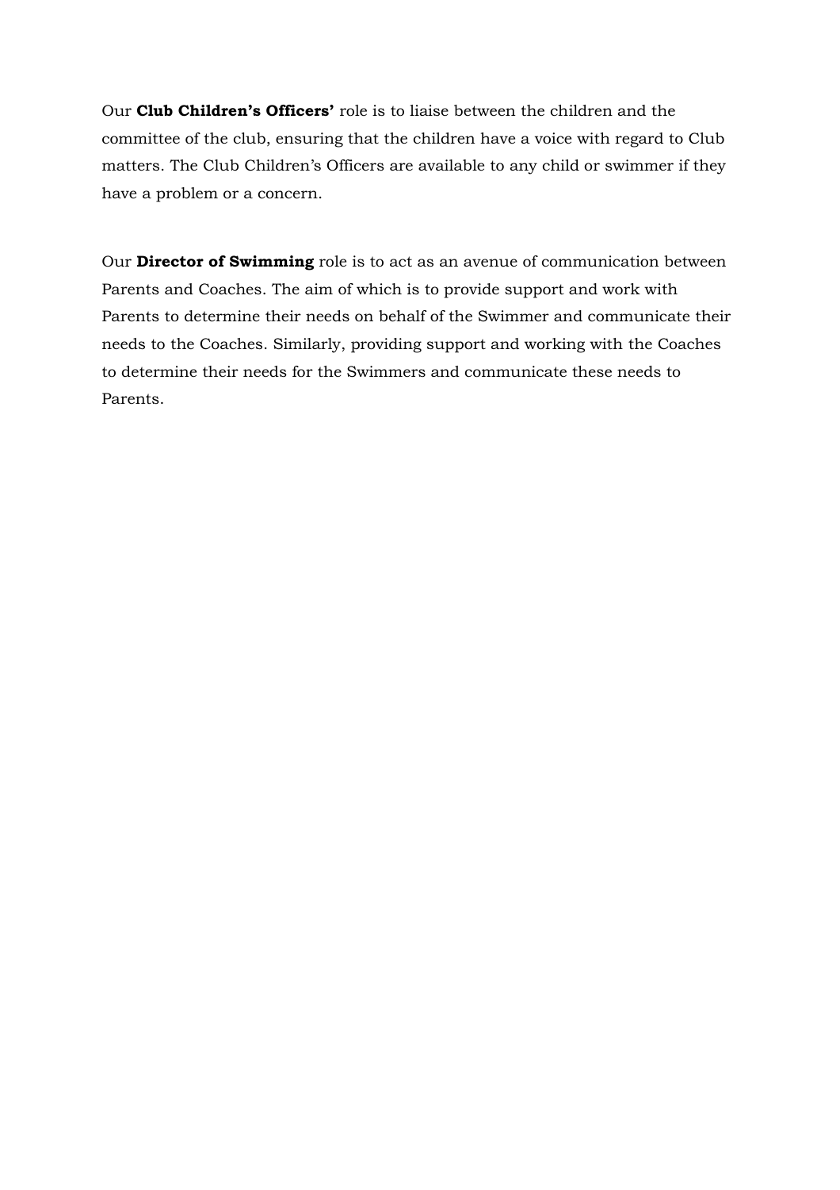Our **Club Children's Officers'** role is to liaise between the children and the committee of the club, ensuring that the children have a voice with regard to Club matters. The Club Children's Officers are available to any child or swimmer if they have a problem or a concern.

Our **Director of Swimming** role is to act as an avenue of communication between Parents and Coaches. The aim of which is to provide support and work with Parents to determine their needs on behalf of the Swimmer and communicate their needs to the Coaches. Similarly, providing support and working with the Coaches to determine their needs for the Swimmers and communicate these needs to Parents.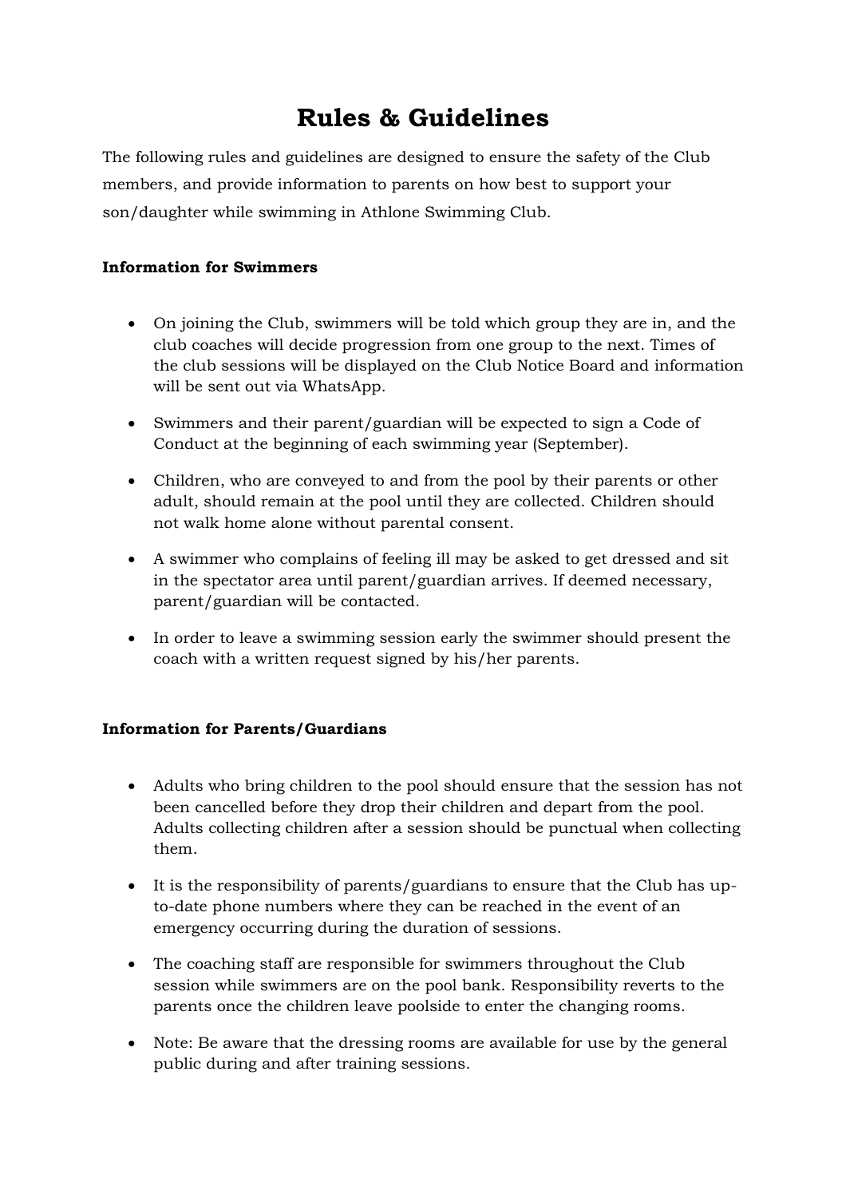# Rules & Guidelines

The following rules and guidelines are designed to ensure the safety of the Club members, and provide information to parents on how best to support your son/daughter while swimming in Athlone Swimming Club.

**Information for Swimmers**

- On joining the Club, swimmers will be told which group they are in, and the club coaches will decide progression from one group to the next. Times of the club sessions will be displayed on the Club Notice Board and information will be sent out via WhatsApp.
- Swimmers and their parent/guardian will be expected to sign a Code of Conduct at the beginning of each swimming year (September).
- Children, who are conveyed to and from the pool by their parents or other adult, should remain at the pool until they are collected. Children should not walk home alone without parental consent.
- A swimmer who complains of feeling ill may be asked to get dressed and sit in the spectator area until parent/guardian arrives. If deemed necessary, parent/guardian will be contacted.
- In order to leave a swimming session early the swimmer should present the coach with a written request signed by his/her parents.

**Information for Parents/Guardians**

- Adults who bring children to the pool should ensure that the session has not been cancelled before they drop their children and depart from the pool. Adults collecting children after a session should be punctual when collecting them.
- It is the responsibility of parents/guardians to ensure that the Club has up-to-date phone numbers where they can be reached in the event of an emergency occurring during the duration of sessions.
- The coaching staff are responsible for swimmers throughout the Club session while swimmers are on the pool bank. Responsibility reverts to the parents once the children leave poolside to enter the changing rooms.
- Note: Be aware that the dressing rooms are available for use by the general public during and after training sessions.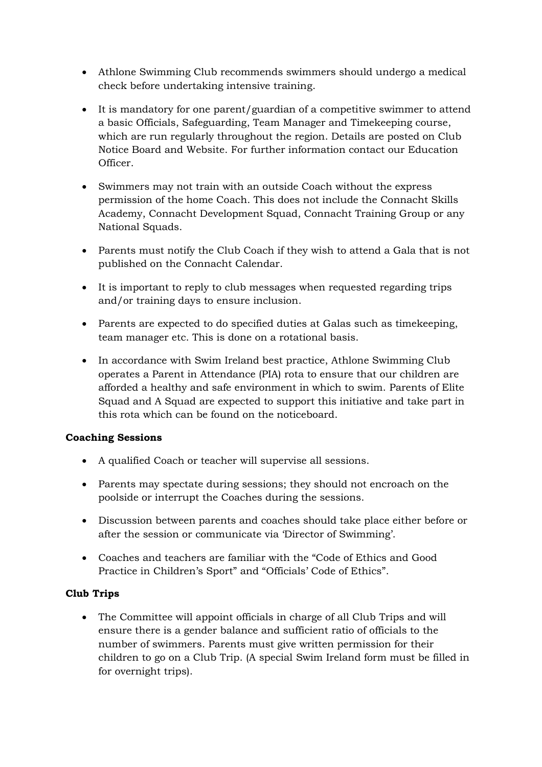- Athlone Swimming Club recommends swimmers should undergo a medical check before undertaking intensive training.

- It is mandatory for one parent/guardian of a competitive swimmer to attend a basic Officials, Safeguarding, Team Manager and Timekeeping course, which are run regularly throughout the region. Details are posted on Club Notice Board and Website. For further information contact our Education Officer.

- Swimmers may not train with an outside Coach without the express permission of the home Coach. This does not include the Connacht Skills Academy, Connacht Development Squad, Connacht Training Group or any National Squads.

- Parents must notify the Club Coach if they wish to attend a Gala that is not published on the Connacht Calendar.

- It is important to reply to club messages when requested regarding trips and/or training days to ensure inclusion.

- Parents are expected to do specified duties at Galas such as timekeeping, team manager etc. This is done on a rotational basis.

- In accordance with Swim Ireland best practice, Athlone Swimming Club operates a Parent in Attendance (PIA) rota to ensure that our children are afforded a healthy and safe environment in which to swim. Parents of Elite Squad and A Squad are expected to support this initiative and take part in this rota which can be found on the noticeboard.

**Coaching Sessions**

- A qualified Coach or teacher will supervise all sessions.

- Parents may spectate during sessions; they should not encroach on the poolside or interrupt the Coaches during the sessions.

- Discussion between parents and coaches should take place either before or after the session or communicate via 'Director of Swimming'.

- Coaches and teachers are familiar with the "Code of Ethics and Good Practice in Children's Sport" and "Officials' Code of Ethics".

**Club Trips**

- The Committee will appoint officials in charge of all Club Trips and will ensure there is a gender balance and sufficient ratio of officials to the number of swimmers. Parents must give written permission for their children to go on a Club Trip. (A special Swim Ireland form must be filled in for overnight trips).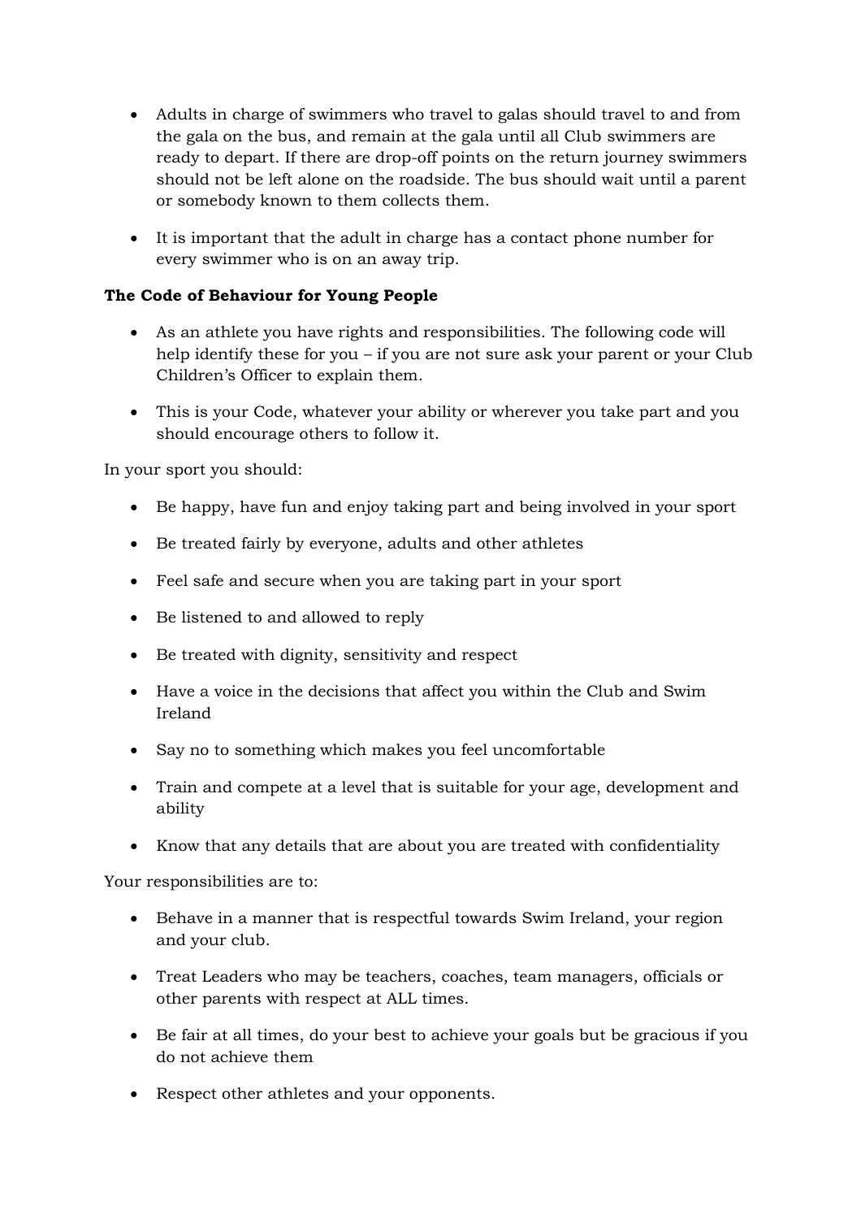- Adults in charge of swimmers who travel to galas should travel to and from the gala on the bus, and remain at the gala until all Club swimmers are ready to depart. If there are drop-off points on the return journey swimmers should not be left alone on the roadside. The bus should wait until a parent or somebody known to them collects them.

- It is important that the adult in charge has a contact phone number for every swimmer who is on an away trip.

**The Code of Behaviour for Young People**

- As an athlete you have rights and responsibilities. The following code will help identify these for you – if you are not sure ask your parent or your Club Children's Officer to explain them.

- This is your Code, whatever your ability or wherever you take part and you should encourage others to follow it.

In your sport you should:

- Be happy, have fun and enjoy taking part and being involved in your sport
- Be treated fairly by everyone, adults and other athletes
- Feel safe and secure when you are taking part in your sport
- Be listened to and allowed to reply
- Be treated with dignity, sensitivity and respect
- Have a voice in the decisions that affect you within the Club and Swim Ireland
- Say no to something which makes you feel uncomfortable
- Train and compete at a level that is suitable for your age, development and ability
- Know that any details that are about you are treated with confidentiality

Your responsibilities are to:

- Behave in a manner that is respectful towards Swim Ireland, your region and your club.
- Treat Leaders who may be teachers, coaches, team managers, officials or other parents with respect at ALL times.
- Be fair at all times, do your best to achieve your goals but be gracious if you do not achieve them
- Respect other athletes and your opponents.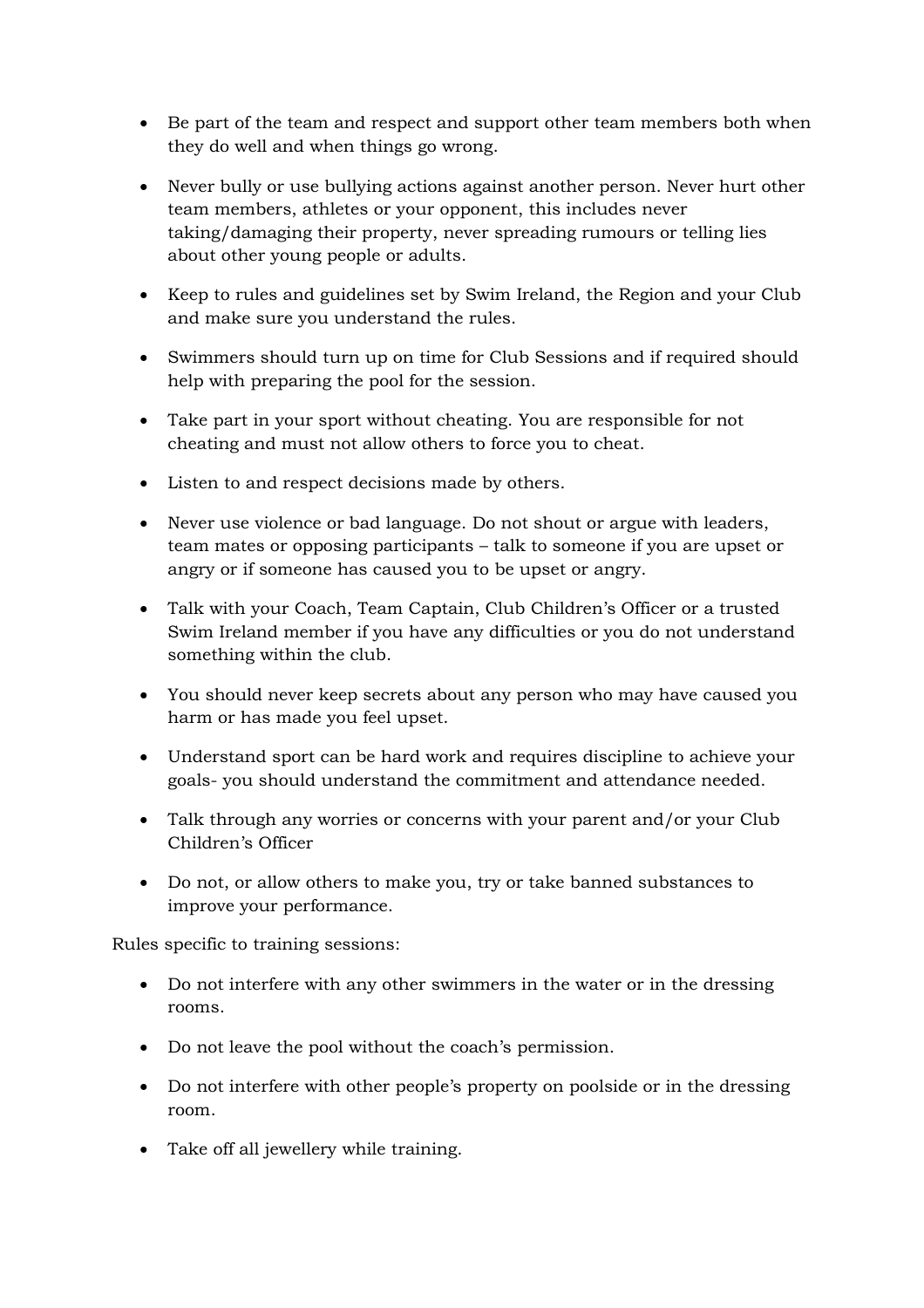- Be part of the team and respect and support other team members both when they do well and when things go wrong.
- Never bully or use bullying actions against another person. Never hurt other team members, athletes or your opponent, this includes never taking/damaging their property, never spreading rumours or telling lies about other young people or adults.
- Keep to rules and guidelines set by Swim Ireland, the Region and your Club and make sure you understand the rules.
- Swimmers should turn up on time for Club Sessions and if required should help with preparing the pool for the session.
- Take part in your sport without cheating. You are responsible for not cheating and must not allow others to force you to cheat.
- Listen to and respect decisions made by others.
- Never use violence or bad language. Do not shout or argue with leaders, team mates or opposing participants – talk to someone if you are upset or angry or if someone has caused you to be upset or angry.
- Talk with your Coach, Team Captain, Club Children's Officer or a trusted Swim Ireland member if you have any difficulties or you do not understand something within the club.
- You should never keep secrets about any person who may have caused you harm or has made you feel upset.
- Understand sport can be hard work and requires discipline to achieve your goals- you should understand the commitment and attendance needed.
- Talk through any worries or concerns with your parent and/or your Club Children's Officer
- Do not, or allow others to make you, try or take banned substances to improve your performance.

Rules specific to training sessions:

- Do not interfere with any other swimmers in the water or in the dressing rooms.
- Do not leave the pool without the coach's permission.
- Do not interfere with other people's property on poolside or in the dressing room.
- Take off all jewellery while training.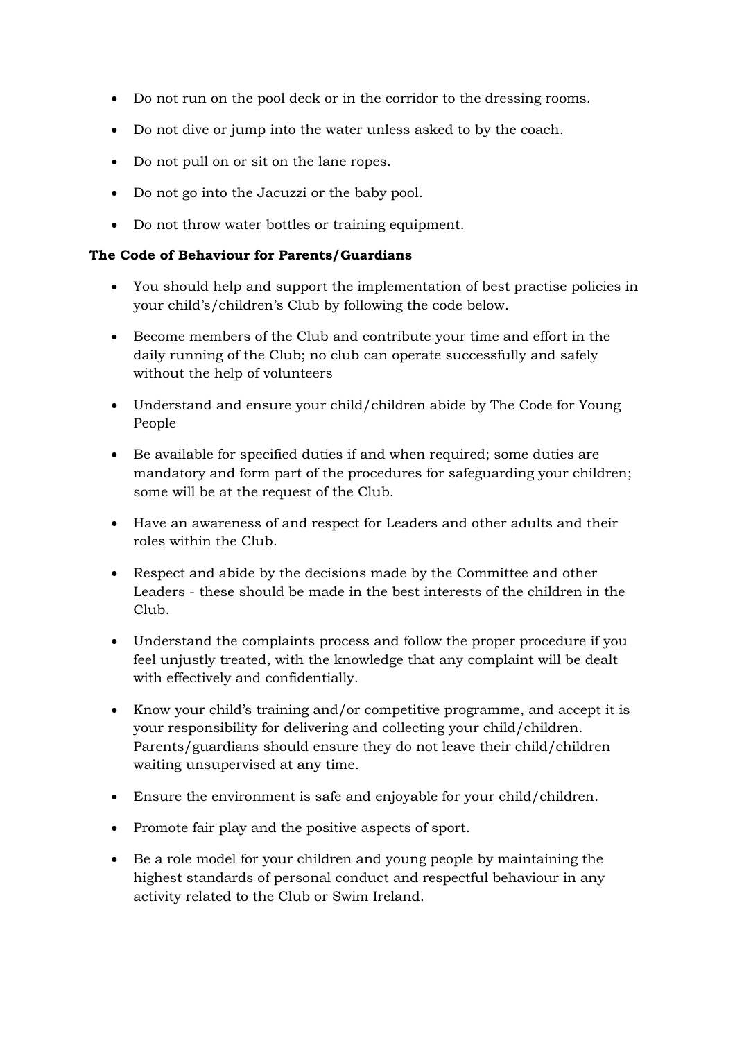- Do not run on the pool deck or in the corridor to the dressing rooms.
- Do not dive or jump into the water unless asked to by the coach.
- Do not pull on or sit on the lane ropes.
- Do not go into the Jacuzzi or the baby pool.
- Do not throw water bottles or training equipment.

**The Code of Behaviour for Parents/Guardians**

- You should help and support the implementation of best practise policies in your child's/children's Club by following the code below.
- Become members of the Club and contribute your time and effort in the daily running of the Club; no club can operate successfully and safely without the help of volunteers
- Understand and ensure your child/children abide by The Code for Young People
- Be available for specified duties if and when required; some duties are mandatory and form part of the procedures for safeguarding your children; some will be at the request of the Club.
- Have an awareness of and respect for Leaders and other adults and their roles within the Club.
- Respect and abide by the decisions made by the Committee and other Leaders - these should be made in the best interests of the children in the Club.
- Understand the complaints process and follow the proper procedure if you feel unjustly treated, with the knowledge that any complaint will be dealt with effectively and confidentially.
- Know your child's training and/or competitive programme, and accept it is your responsibility for delivering and collecting your child/children. Parents/guardians should ensure they do not leave their child/children waiting unsupervised at any time.
- Ensure the environment is safe and enjoyable for your child/children.
- Promote fair play and the positive aspects of sport.
- Be a role model for your children and young people by maintaining the highest standards of personal conduct and respectful behaviour in any activity related to the Club or Swim Ireland.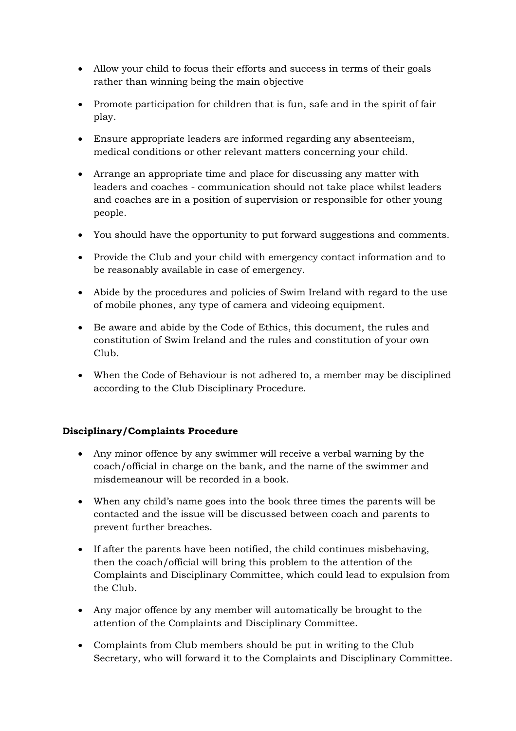- Allow your child to focus their efforts and success in terms of their goals rather than winning being the main objective
- Promote participation for children that is fun, safe and in the spirit of fair play.
- Ensure appropriate leaders are informed regarding any absenteeism, medical conditions or other relevant matters concerning your child.
- Arrange an appropriate time and place for discussing any matter with leaders and coaches - communication should not take place whilst leaders and coaches are in a position of supervision or responsible for other young people.
- You should have the opportunity to put forward suggestions and comments.
- Provide the Club and your child with emergency contact information and to be reasonably available in case of emergency.
- Abide by the procedures and policies of Swim Ireland with regard to the use of mobile phones, any type of camera and videoing equipment.
- Be aware and abide by the Code of Ethics, this document, the rules and constitution of Swim Ireland and the rules and constitution of your own Club.
- When the Code of Behaviour is not adhered to, a member may be disciplined according to the Club Disciplinary Procedure.

**Disciplinary/Complaints Procedure**

- Any minor offence by any swimmer will receive a verbal warning by the coach/official in charge on the bank, and the name of the swimmer and misdemeanour will be recorded in a book.
- When any child's name goes into the book three times the parents will be contacted and the issue will be discussed between coach and parents to prevent further breaches.
- If after the parents have been notified, the child continues misbehaving, then the coach/official will bring this problem to the attention of the Complaints and Disciplinary Committee, which could lead to expulsion from the Club.
- Any major offence by any member will automatically be brought to the attention of the Complaints and Disciplinary Committee.
- Complaints from Club members should be put in writing to the Club Secretary, who will forward it to the Complaints and Disciplinary Committee.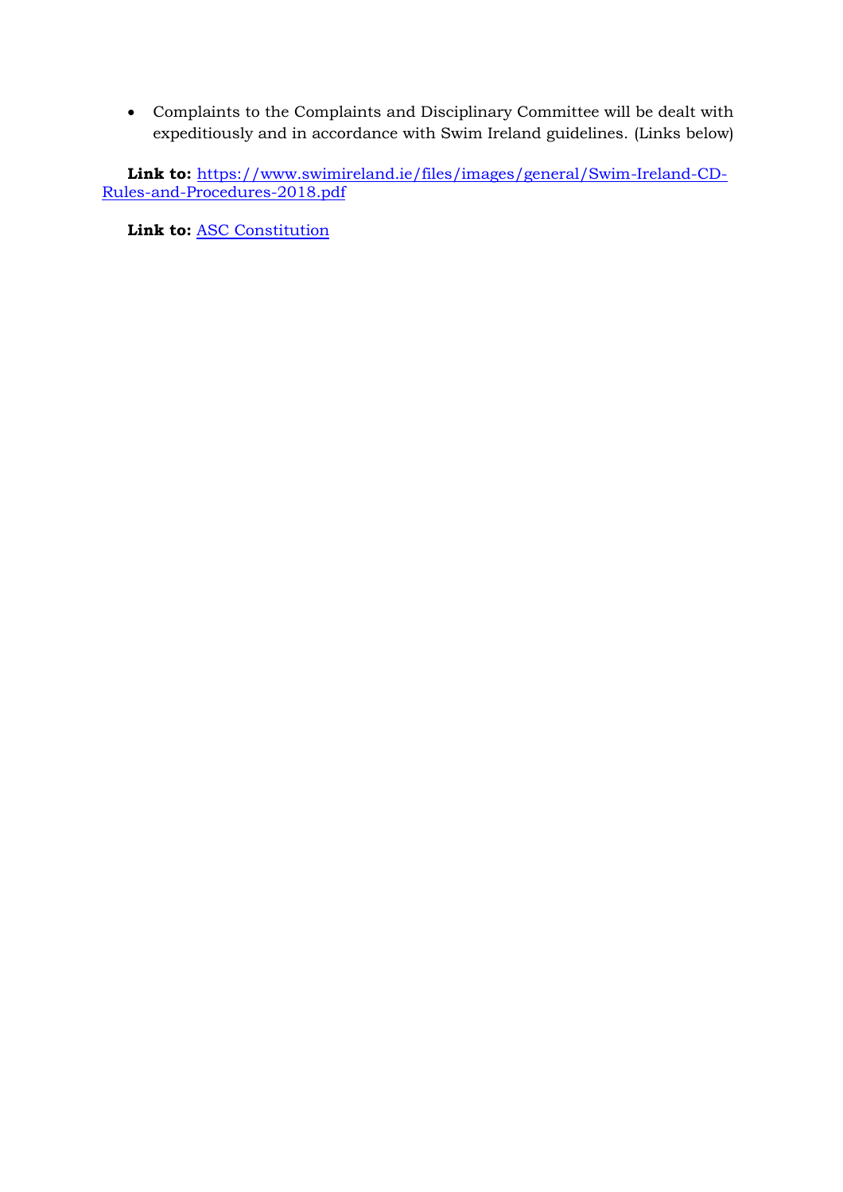- Complaints to the Complaints and Disciplinary Committee will be dealt with expeditiously and in accordance with Swim Ireland guidelines. (Links below)

**Link to:** [https://www.swimireland.ie/files/images/general/Swim-Ireland-CD-Rules-and-Procedures-2018.pdf](https://www.swimireland.ie/files/images/general/Swim-Ireland-CD-Rules-and-Procedures-2018.pdf)

**Link to:** ASC Constitution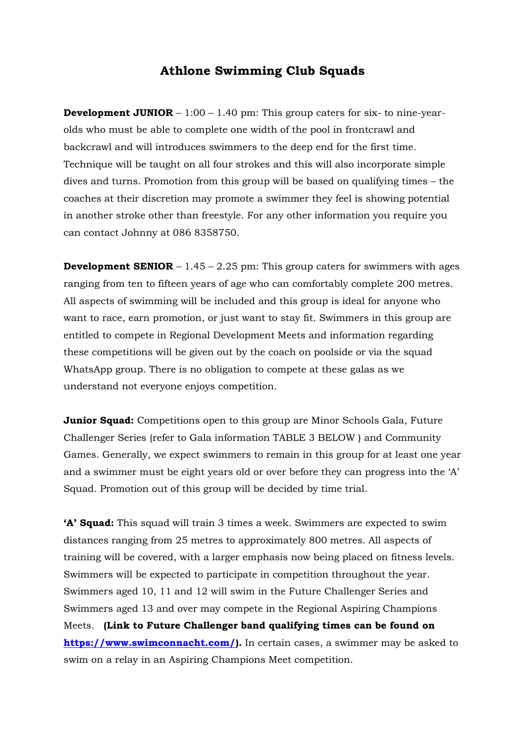# Athlone Swimming Club Squads

**Development JUNIOR** – 1:00 – 1.40 pm: This group caters for six- to nine-year-olds who must be able to complete one width of the pool in frontcrawl and backcrawl and will introduces swimmers to the deep end for the first time. Technique will be taught on all four strokes and this will also incorporate simple dives and turns. Promotion from this group will be based on qualifying times – the coaches at their discretion may promote a swimmer they feel is showing potential in another stroke other than freestyle. For any other information you require you can contact Johnny at 086 8358750.

**Development SENIOR** – 1.45 – 2.25 pm: This group caters for swimmers with ages ranging from ten to fifteen years of age who can comfortably complete 200 metres. All aspects of swimming will be included and this group is ideal for anyone who want to race, earn promotion, or just want to stay fit. Swimmers in this group are entitled to compete in Regional Development Meets and information regarding these competitions will be given out by the coach on poolside or via the squad WhatsApp group. There is no obligation to compete at these galas as we understand not everyone enjoys competition.

**Junior Squad:** Competitions open to this group are Minor Schools Gala, Future Challenger Series (refer to Gala information TABLE 3 BELOW ) and Community Games. Generally, we expect swimmers to remain in this group for at least one year and a swimmer must be eight years old or over before they can progress into the 'A' Squad. Promotion out of this group will be decided by time trial.

**'A' Squad:** This squad will train 3 times a week. Swimmers are expected to swim distances ranging from 25 metres to approximately 800 metres. All aspects of training will be covered, with a larger emphasis now being placed on fitness levels. Swimmers will be expected to participate in competition throughout the year. Swimmers aged 10, 11 and 12 will swim in the Future Challenger Series and Swimmers aged 13 and over may compete in the Regional Aspiring Champions Meets. **(Link to Future Challenger band qualifying times can be found on [https://www.swimconnacht.com/](https://www.swimconnacht.com/)).** In certain cases, a swimmer may be asked to swim on a relay in an Aspiring Champions Meet competition.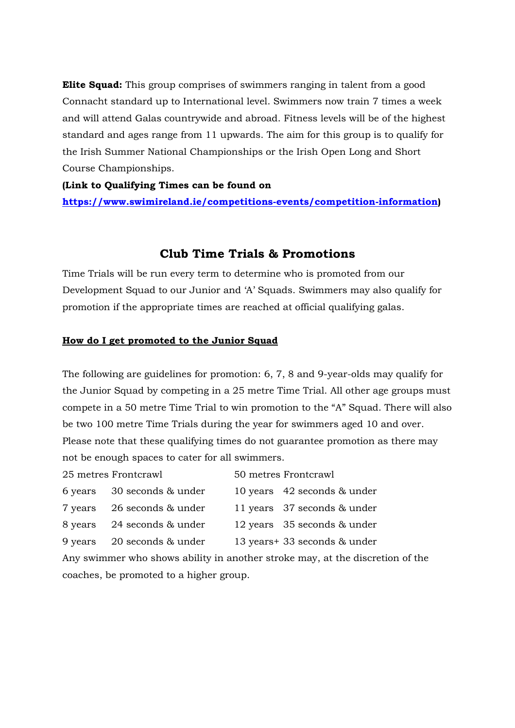**Elite Squad:** This group comprises of swimmers ranging in talent from a good Connacht standard up to International level. Swimmers now train 7 times a week and will attend Galas countrywide and abroad. Fitness levels will be of the highest standard and ages range from 11 upwards. The aim for this group is to qualify for the Irish Summer National Championships or the Irish Open Long and Short Course Championships.

**(Link to Qualifying Times can be found on [https://www.swimireland.ie/competitions-events/competition-information](https://www.swimireland.ie/competitions-events/competition-information))**

## Club Time Trials & Promotions

Time Trials will be run every term to determine who is promoted from our Development Squad to our Junior and 'A' Squads. Swimmers may also qualify for promotion if the appropriate times are reached at official qualifying galas.

**How do I get promoted to the Junior Squad**

The following are guidelines for promotion: 6, 7, 8 and 9-year-olds may qualify for the Junior Squad by competing in a 25 metre Time Trial. All other age groups must compete in a 50 metre Time Trial to win promotion to the "A" Squad. There will also be two 100 metre Time Trials during the year for swimmers aged 10 and over. Please note that these qualifying times do not guarantee promotion as there may not be enough spaces to cater for all swimmers.

| 25 metres Frontcrawl | | 50 metres Frontcrawl | |
|---|---|---|---|
| 6 years | 30 seconds & under | 10 years | 42 seconds & under |
| 7 years | 26 seconds & under | 11 years | 37 seconds & under |
| 8 years | 24 seconds & under | 12 years | 35 seconds & under |
| 9 years | 20 seconds & under | 13 years+ | 33 seconds & under |

Any swimmer who shows ability in another stroke may, at the discretion of the coaches, be promoted to a higher group.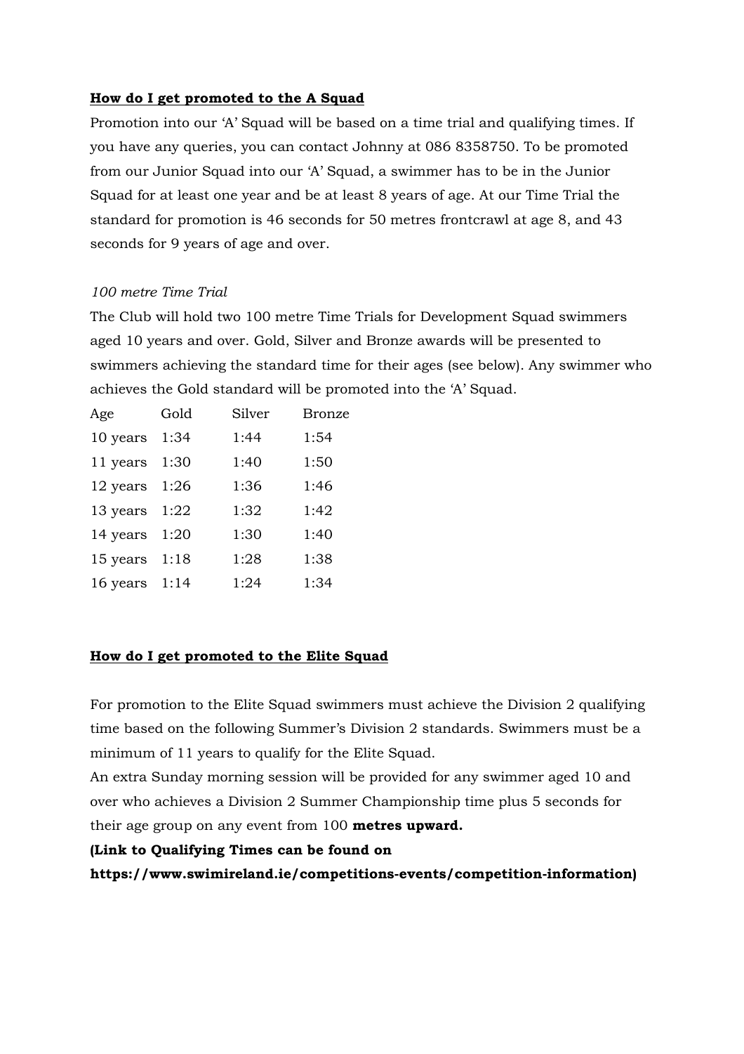## How do I get promoted to the A Squad

Promotion into our 'A' Squad will be based on a time trial and qualifying times. If you have any queries, you can contact Johnny at 086 8358750. To be promoted from our Junior Squad into our 'A' Squad, a swimmer has to be in the Junior Squad for at least one year and be at least 8 years of age. At our Time Trial the standard for promotion is 46 seconds for 50 metres frontcrawl at age 8, and 43 seconds for 9 years of age and over.

*100 metre Time Trial*

The Club will hold two 100 metre Time Trials for Development Squad swimmers aged 10 years and over. Gold, Silver and Bronze awards will be presented to swimmers achieving the standard time for their ages (see below). Any swimmer who achieves the Gold standard will be promoted into the 'A' Squad.

| Age | Gold | Silver | Bronze |
|---|---|---|---|
| 10 years | 1:34 | 1:44 | 1:54 |
| 11 years | 1:30 | 1:40 | 1:50 |
| 12 years | 1:26 | 1:36 | 1:46 |
| 13 years | 1:22 | 1:32 | 1:42 |
| 14 years | 1:20 | 1:30 | 1:40 |
| 15 years | 1:18 | 1:28 | 1:38 |
| 16 years | 1:14 | 1:24 | 1:34 |

## How do I get promoted to the Elite Squad

For promotion to the Elite Squad swimmers must achieve the Division 2 qualifying time based on the following Summer's Division 2 standards. Swimmers must be a minimum of 11 years to qualify for the Elite Squad.

An extra Sunday morning session will be provided for any swimmer aged 10 and over who achieves a Division 2 Summer Championship time plus 5 seconds for their age group on any event from 100 **metres upward.**

**(Link to Qualifying Times can be found on https://www.swimireland.ie/competitions-events/competition-information)**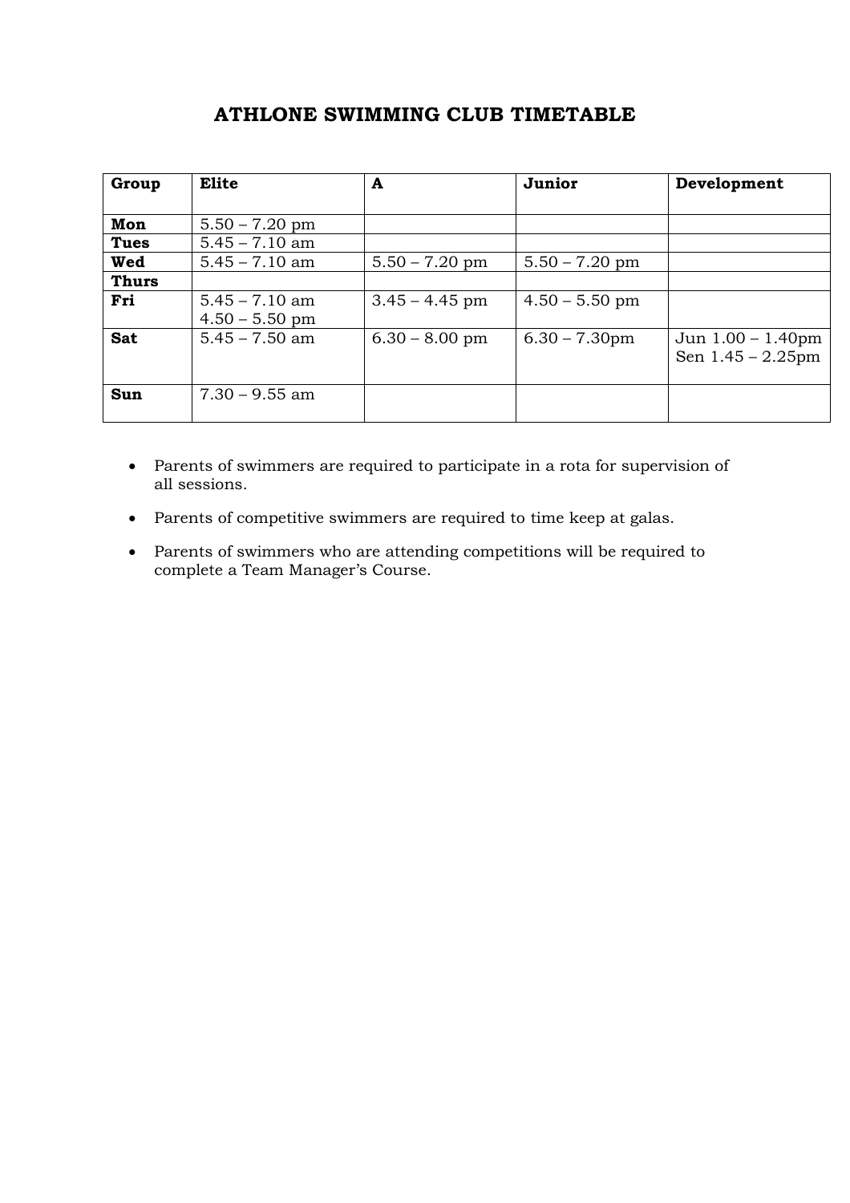# ATHLONE SWIMMING CLUB TIMETABLE

| Group | Elite | A | Junior | Development |
|---|---|---|---|---|
| **Mon** | 5.50 – 7.20 pm | | | |
| **Tues** | 5.45 – 7.10 am | | | |
| **Wed** | 5.45 – 7.10 am | 5.50 – 7.20 pm | 5.50 – 7.20 pm | |
| **Thurs** | | | | |
| **Fri** | 5.45 – 7.10 am<br>4.50 – 5.50 pm | 3.45 – 4.45 pm | 4.50 – 5.50 pm | |
| **Sat** | 5.45 – 7.50 am | 6.30 – 8.00 pm | 6.30 – 7.30pm | Jun 1.00 – 1.40pm<br>Sen 1.45 – 2.25pm |
| **Sun** | 7.30 – 9.55 am | | | |

- Parents of swimmers are required to participate in a rota for supervision of all sessions.
- Parents of competitive swimmers are required to time keep at galas.
- Parents of swimmers who are attending competitions will be required to complete a Team Manager's Course.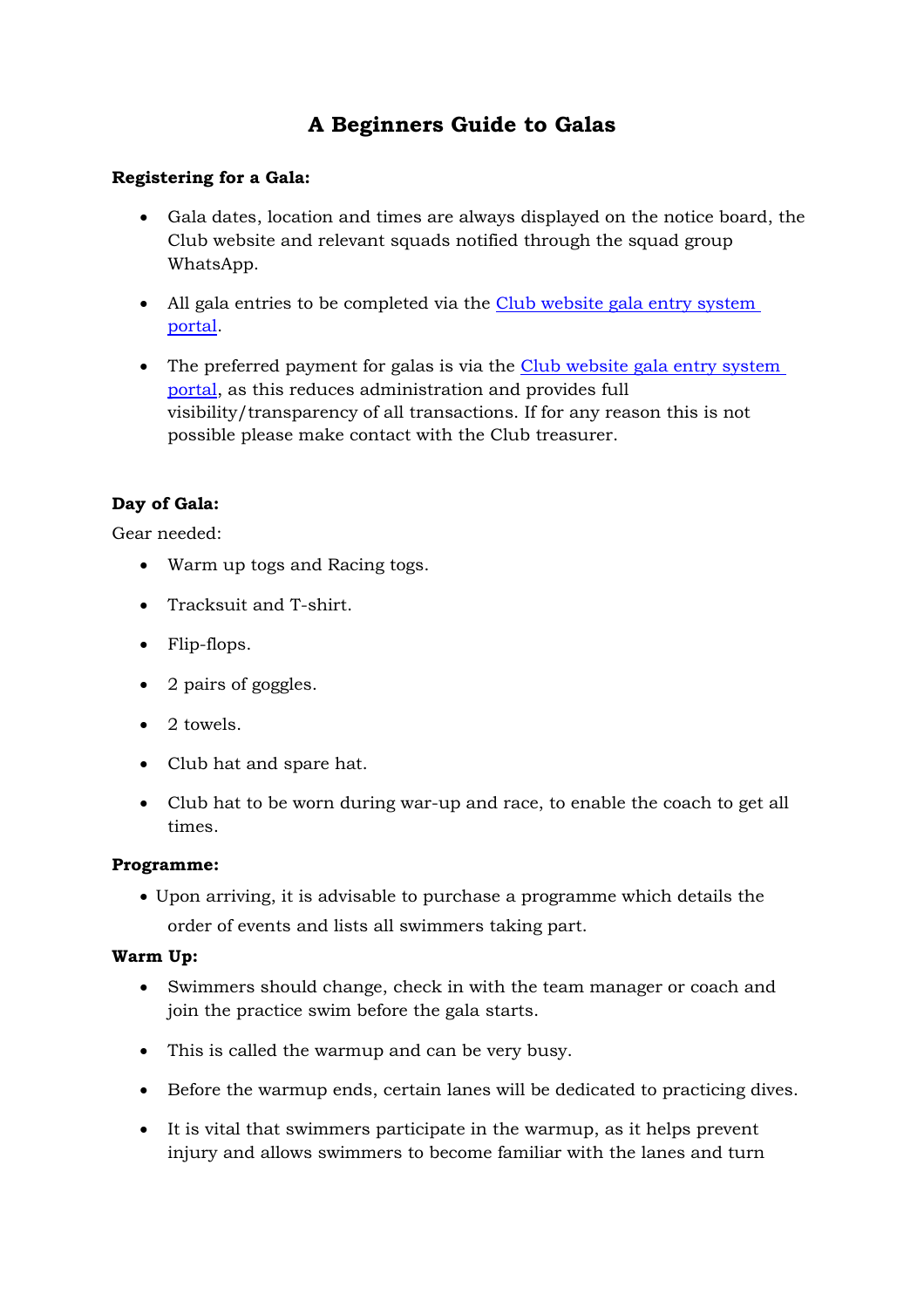# A Beginners Guide to Galas

**Registering for a Gala:**

- Gala dates, location and times are always displayed on the notice board, the Club website and relevant squads notified through the squad group WhatsApp.
- All gala entries to be completed via the [Club website gala entry system portal](#).
- The preferred payment for galas is via the [Club website gala entry system portal](#), as this reduces administration and provides full visibility/transparency of all transactions. If for any reason this is not possible please make contact with the Club treasurer.

**Day of Gala:**

Gear needed:

- Warm up togs and Racing togs.
- Tracksuit and T-shirt.
- Flip-flops.
- 2 pairs of goggles.
- 2 towels.
- Club hat and spare hat.
- Club hat to be worn during war-up and race, to enable the coach to get all times.

**Programme:**

- Upon arriving, it is advisable to purchase a programme which details the order of events and lists all swimmers taking part.

**Warm Up:**

- Swimmers should change, check in with the team manager or coach and join the practice swim before the gala starts.
- This is called the warmup and can be very busy.
- Before the warmup ends, certain lanes will be dedicated to practicing dives.
- It is vital that swimmers participate in the warmup, as it helps prevent injury and allows swimmers to become familiar with the lanes and turn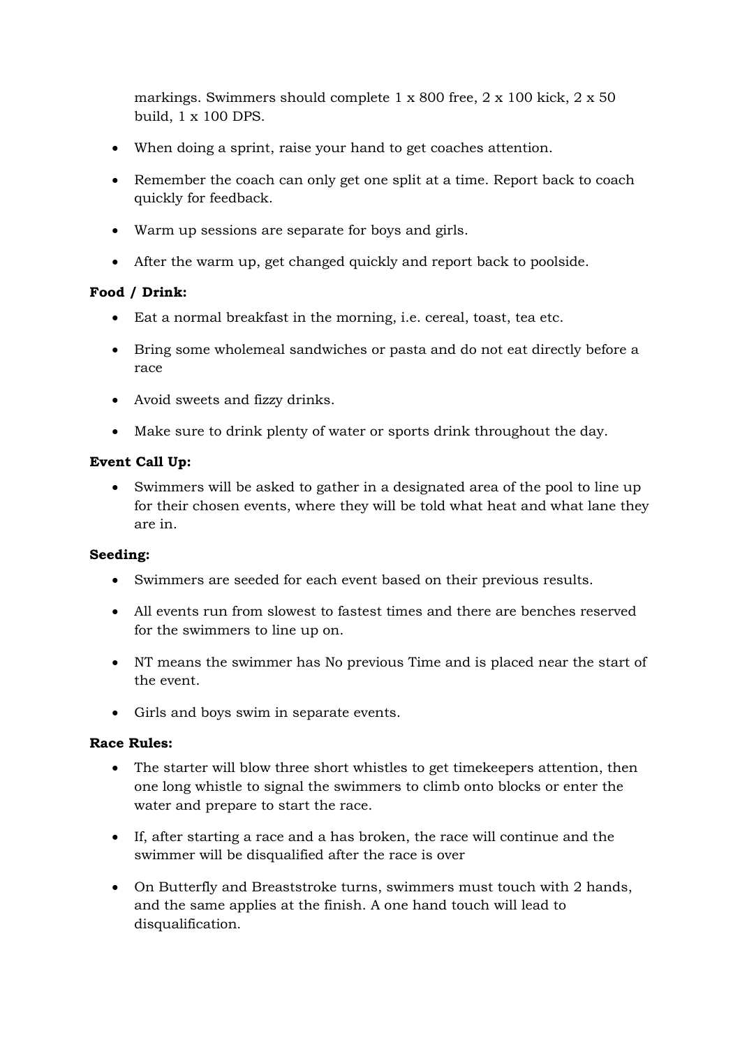markings. Swimmers should complete 1 x 800 free, 2 x 100 kick, 2 x 50 build, 1 x 100 DPS.

- When doing a sprint, raise your hand to get coaches attention.
- Remember the coach can only get one split at a time. Report back to coach quickly for feedback.
- Warm up sessions are separate for boys and girls.
- After the warm up, get changed quickly and report back to poolside.

**Food / Drink:**

- Eat a normal breakfast in the morning, i.e. cereal, toast, tea etc.
- Bring some wholemeal sandwiches or pasta and do not eat directly before a race
- Avoid sweets and fizzy drinks.
- Make sure to drink plenty of water or sports drink throughout the day.

**Event Call Up:**

- Swimmers will be asked to gather in a designated area of the pool to line up for their chosen events, where they will be told what heat and what lane they are in.

**Seeding:**

- Swimmers are seeded for each event based on their previous results.
- All events run from slowest to fastest times and there are benches reserved for the swimmers to line up on.
- NT means the swimmer has No previous Time and is placed near the start of the event.
- Girls and boys swim in separate events.

**Race Rules:**

- The starter will blow three short whistles to get timekeepers attention, then one long whistle to signal the swimmers to climb onto blocks or enter the water and prepare to start the race.
- If, after starting a race and a has broken, the race will continue and the swimmer will be disqualified after the race is over
- On Butterfly and Breaststroke turns, swimmers must touch with 2 hands, and the same applies at the finish. A one hand touch will lead to disqualification.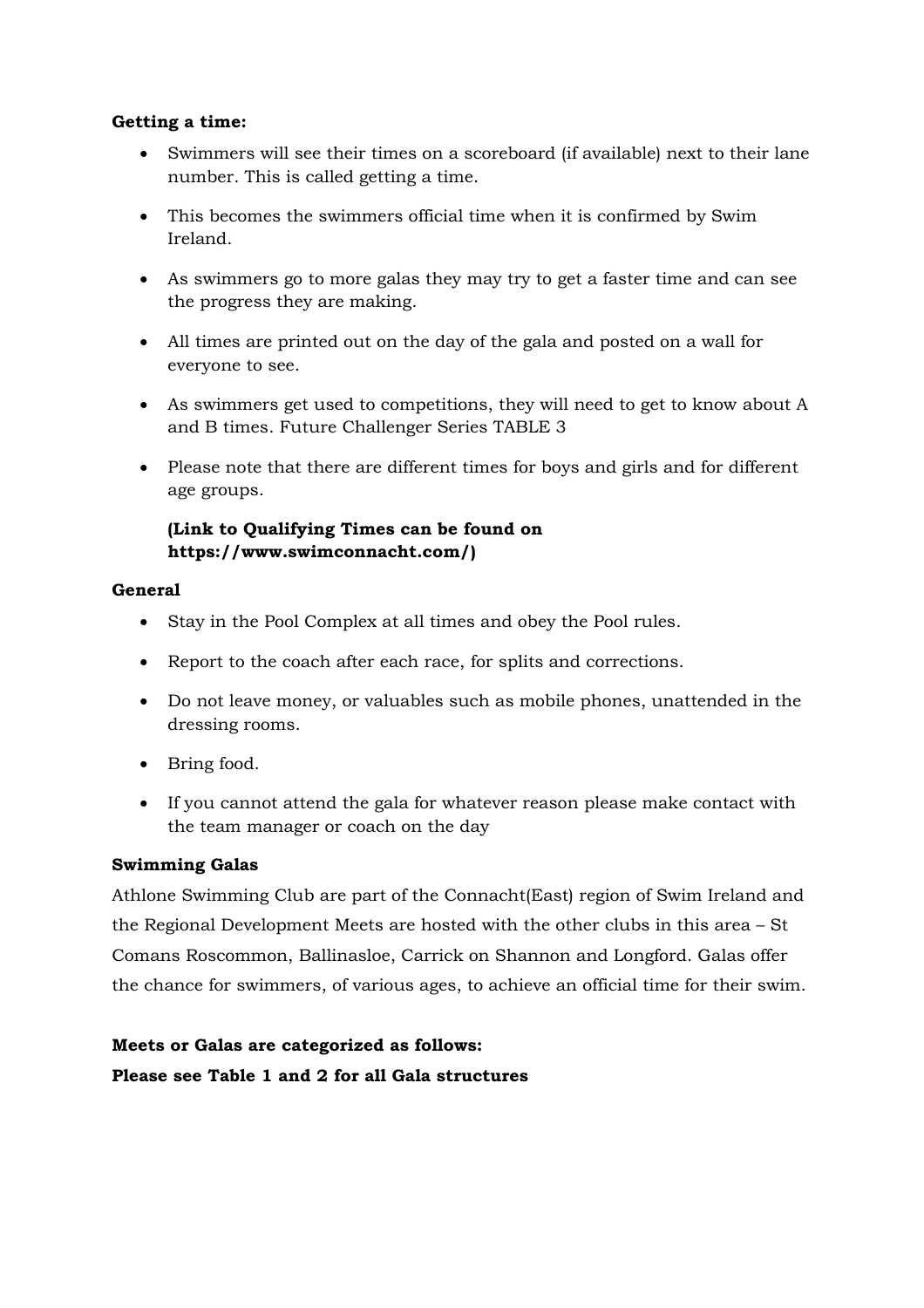**Getting a time:**

- Swimmers will see their times on a scoreboard (if available) next to their lane number. This is called getting a time.
- This becomes the swimmers official time when it is confirmed by Swim Ireland.
- As swimmers go to more galas they may try to get a faster time and can see the progress they are making.
- All times are printed out on the day of the gala and posted on a wall for everyone to see.
- As swimmers get used to competitions, they will need to get to know about A and B times. Future Challenger Series TABLE 3
- Please note that there are different times for boys and girls and for different age groups.

  **(Link to Qualifying Times can be found on https://www.swimconnacht.com/)**

**General**

- Stay in the Pool Complex at all times and obey the Pool rules.
- Report to the coach after each race, for splits and corrections.
- Do not leave money, or valuables such as mobile phones, unattended in the dressing rooms.
- Bring food.
- If you cannot attend the gala for whatever reason please make contact with the team manager or coach on the day

**Swimming Galas**

Athlone Swimming Club are part of the Connacht(East) region of Swim Ireland and the Regional Development Meets are hosted with the other clubs in this area – St Comans Roscommon, Ballinasloe, Carrick on Shannon and Longford. Galas offer the chance for swimmers, of various ages, to achieve an official time for their swim.

**Meets or Galas are categorized as follows:**

**Please see Table 1 and 2 for all Gala structures**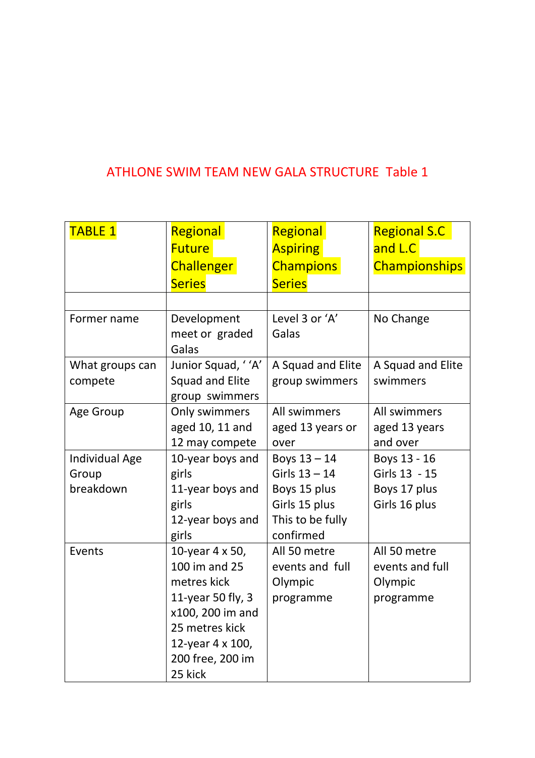ATHLONE SWIM TEAM NEW GALA STRUCTURE Table 1

| TABLE 1 | Regional Future Challenger Series | Regional Aspiring Champions Series | Regional S.C and L.C Championships |
|---|---|---|---|
| | | | |
| Former name | Development meet or graded Galas | Level 3 or 'A' Galas | No Change |
| What groups can compete | Junior Squad, ' 'A' Squad and Elite group swimmers | A Squad and Elite group swimmers | A Squad and Elite swimmers |
| Age Group | Only swimmers aged 10, 11 and 12 may compete | All swimmers aged 13 years or over | All swimmers aged 13 years and over |
| Individual Age Group breakdown | 10-year boys and girls<br>11-year boys and girls<br>12-year boys and girls | Boys 13 – 14<br>Girls 13 – 14<br>Boys 15 plus<br>Girls 15 plus<br>This to be fully confirmed | Boys 13 - 16<br>Girls 13 - 15<br>Boys 17 plus<br>Girls 16 plus |
| Events | 10-year 4 x 50, 100 im and 25 metres kick<br>11-year 50 fly, 3 x100, 200 im and 25 metres kick<br>12-year 4 x 100, 200 free, 200 im 25 kick | All 50 metre events and full Olympic programme | All 50 metre events and full Olympic programme |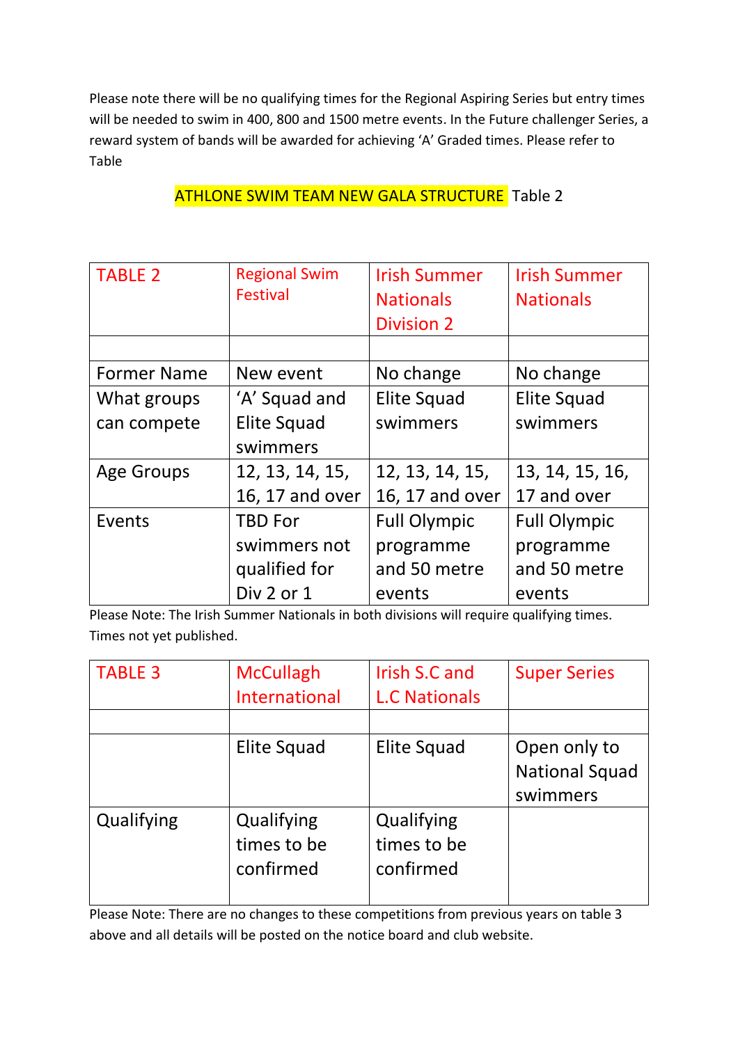Please note there will be no qualifying times for the Regional Aspiring Series but entry times will be needed to swim in 400, 800 and 1500 metre events. In the Future challenger Series, a reward system of bands will be awarded for achieving 'A' Graded times. Please refer to Table

## ATHLONE SWIM TEAM NEW GALA STRUCTURE Table 2

| TABLE 2 | Regional Swim Festival | Irish Summer Nationals Division 2 | Irish Summer Nationals |
|---|---|---|---|
| | | | |
| Former Name | New event | No change | No change |
| What groups can compete | 'A' Squad and Elite Squad swimmers | Elite Squad swimmers | Elite Squad swimmers |
| Age Groups | 12, 13, 14, 15, 16, 17 and over | 12, 13, 14, 15, 16, 17 and over | 13, 14, 15, 16, 17 and over |
| Events | TBD For swimmers not qualified for Div 2 or 1 | Full Olympic programme and 50 metre events | Full Olympic programme and 50 metre events |

Please Note: The Irish Summer Nationals in both divisions will require qualifying times. Times not yet published.

| TABLE 3 | McCullagh International | Irish S.C and L.C Nationals | Super Series |
|---|---|---|---|
| | | | |
| | Elite Squad | Elite Squad | Open only to National Squad swimmers |
| Qualifying | Qualifying times to be confirmed | Qualifying times to be confirmed | |

Please Note: There are no changes to these competitions from previous years on table 3 above and all details will be posted on the notice board and club website.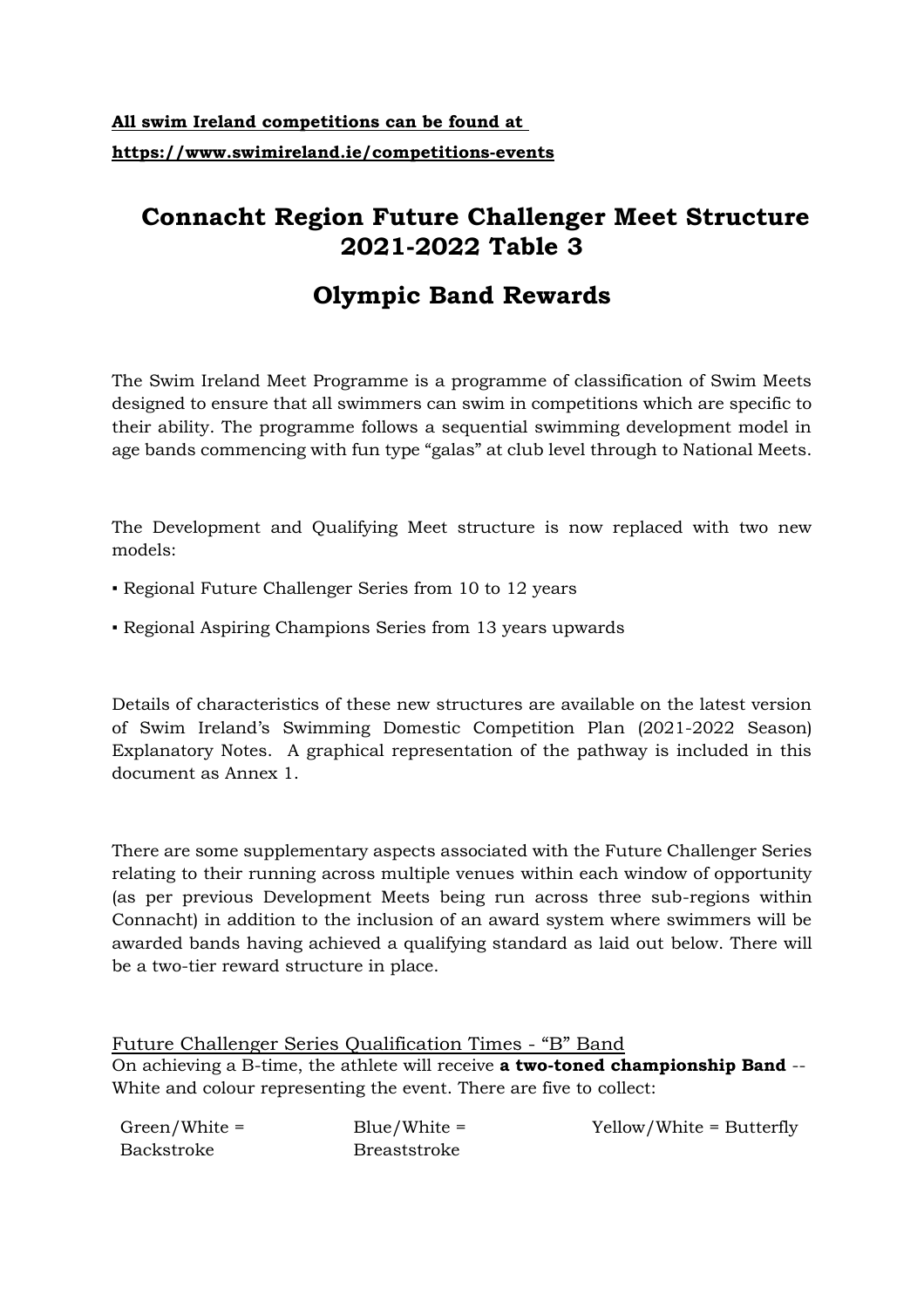**All swim Ireland competitions can be found at https://www.swimireland.ie/competitions-events**

# Connacht Region Future Challenger Meet Structure 2021-2022 Table 3

# Olympic Band Rewards

The Swim Ireland Meet Programme is a programme of classification of Swim Meets designed to ensure that all swimmers can swim in competitions which are specific to their ability. The programme follows a sequential swimming development model in age bands commencing with fun type "galas" at club level through to National Meets.

The Development and Qualifying Meet structure is now replaced with two new models:

- Regional Future Challenger Series from 10 to 12 years
- Regional Aspiring Champions Series from 13 years upwards

Details of characteristics of these new structures are available on the latest version of Swim Ireland's Swimming Domestic Competition Plan (2021-2022 Season) Explanatory Notes. A graphical representation of the pathway is included in this document as Annex 1.

There are some supplementary aspects associated with the Future Challenger Series relating to their running across multiple venues within each window of opportunity (as per previous Development Meets being run across three sub-regions within Connacht) in addition to the inclusion of an award system where swimmers will be awarded bands having achieved a qualifying standard as laid out below. There will be a two-tier reward structure in place.

Future Challenger Series Qualification Times - "B" Band

On achieving a B-time, the athlete will receive **a two-toned championship Band** -- White and colour representing the event. There are five to collect:

| Green/White = Backstroke | Blue/White = Breaststroke | Yellow/White = Butterfly |
|---|---|---|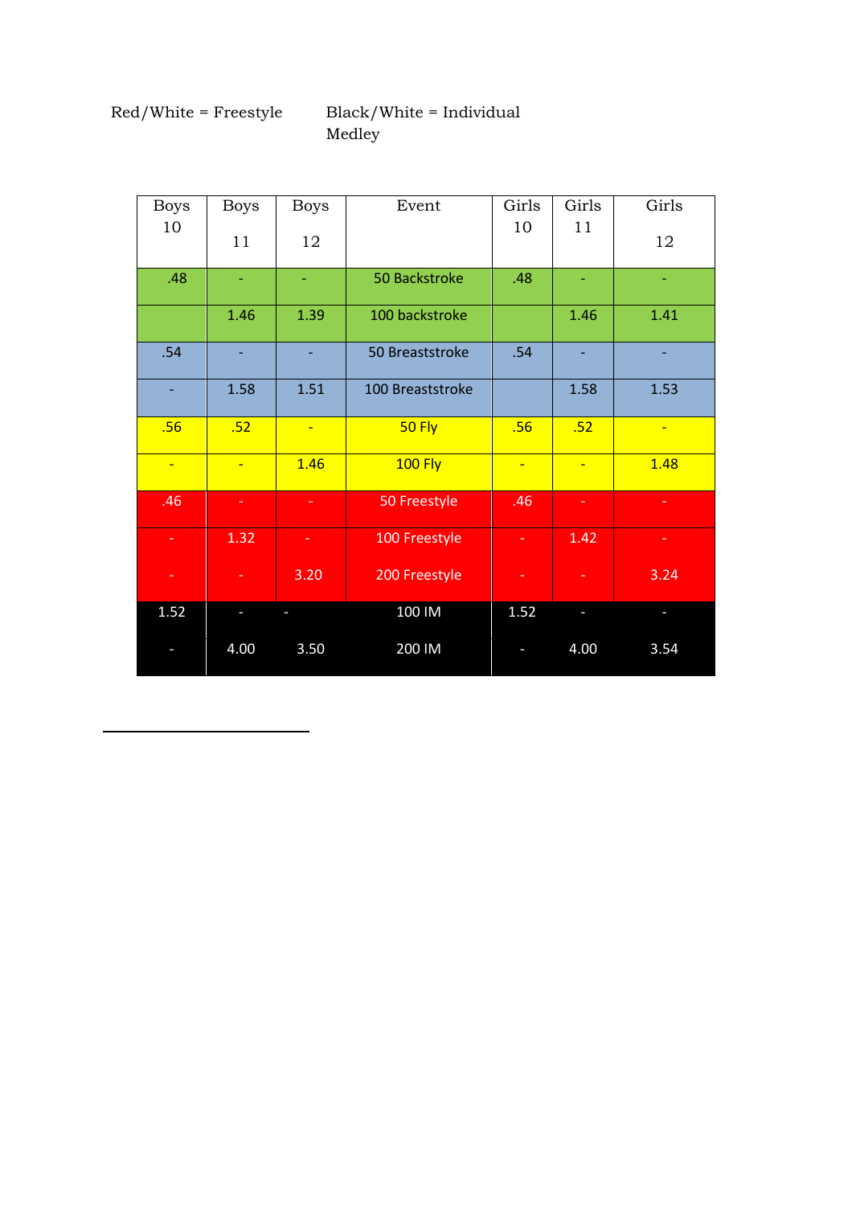Red/White = Freestyle Black/White = Individual Medley

| Boys 10 | Boys 11 | Boys 12 | Event | Girls 10 | Girls 11 | Girls 12 |
|---|---|---|---|---|---|---|
| .48 | - | - | 50 Backstroke | .48 | - | - |
| | 1.46 | 1.39 | 100 backstroke | | 1.46 | 1.41 |
| .54 | - | - | 50 Breaststroke | .54 | - | - |
| - | 1.58 | 1.51 | 100 Breaststroke | | 1.58 | 1.53 |
| .56 | .52 | - | 50 Fly | .56 | .52 | - |
| - | - | 1.46 | 100 Fly | - | - | 1.48 |
| .46 | - | - | 50 Freestyle | .46 | - | - |
| - | 1.32 | - | 100 Freestyle | - | 1.42 | - |
| - | - | 3.20 | 200 Freestyle | - | - | 3.24 |
| 1.52 | - | - | 100 IM | 1.52 | - | - |
| - | 4.00 | 3.50 | 200 IM | - | 4.00 | 3.54 |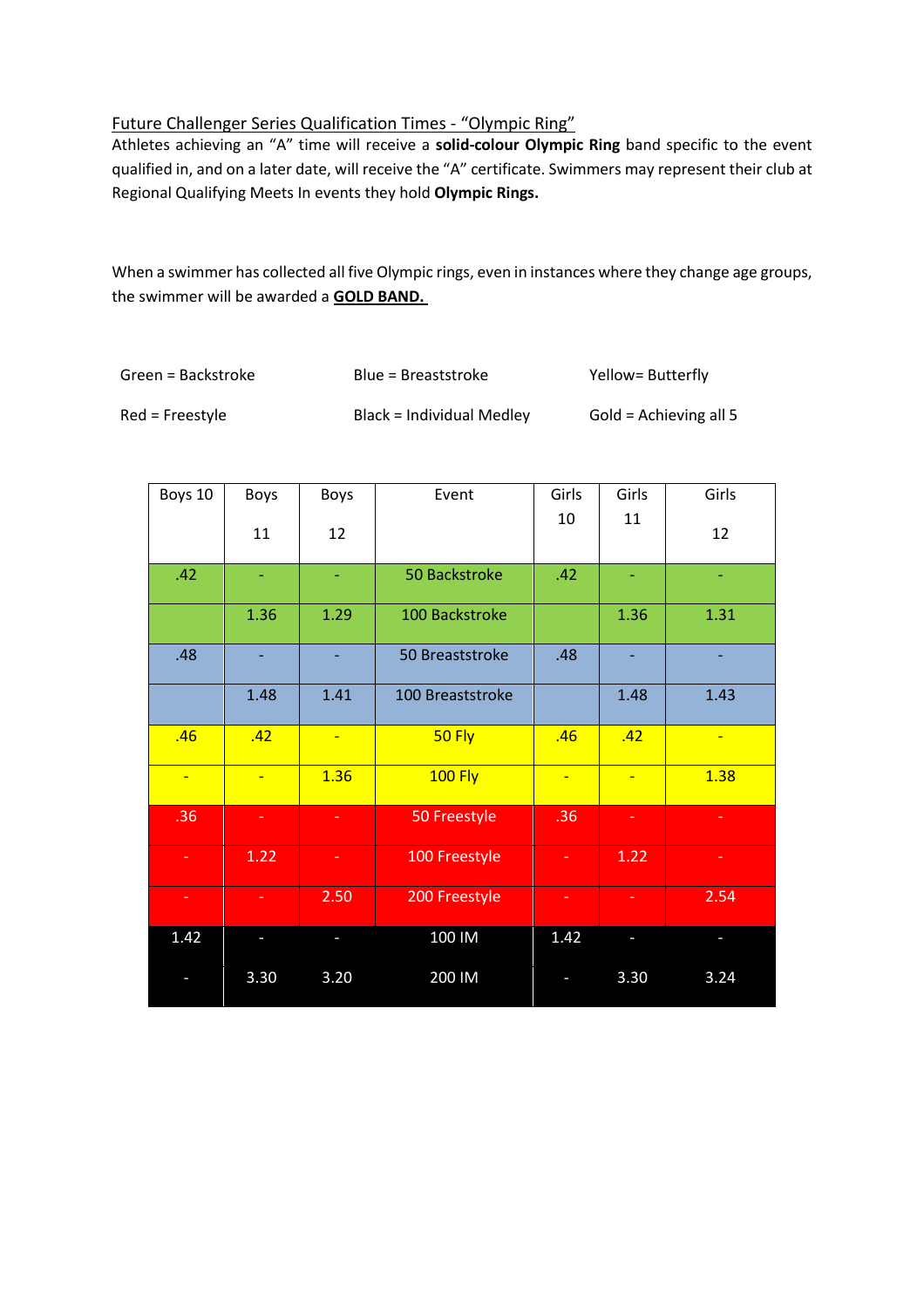Future Challenger Series Qualification Times - "Olympic Ring"

Athletes achieving an "A" time will receive a **solid-colour Olympic Ring** band specific to the event qualified in, and on a later date, will receive the "A" certificate. Swimmers may represent their club at Regional Qualifying Meets In events they hold **Olympic Rings.**

When a swimmer has collected all five Olympic rings, even in instances where they change age groups, the swimmer will be awarded a **GOLD BAND.**

Green = Backstroke    Blue = Breaststroke    Yellow= Butterfly

Red = Freestyle    Black = Individual Medley    Gold = Achieving all 5

| Boys 10 | Boys 11 | Boys 12 | Event | Girls 10 | Girls 11 | Girls 12 |
|---|---|---|---|---|---|---|
| .42 | - | - | 50 Backstroke | .42 | - | - |
| | 1.36 | 1.29 | 100 Backstroke | | 1.36 | 1.31 |
| .48 | - | - | 50 Breaststroke | .48 | - | - |
| | 1.48 | 1.41 | 100 Breaststroke | | 1.48 | 1.43 |
| .46 | .42 | - | 50 Fly | .46 | .42 | - |
| - | - | 1.36 | 100 Fly | - | - | 1.38 |
| .36 | - | - | 50 Freestyle | .36 | - | - |
| - | 1.22 | - | 100 Freestyle | - | 1.22 | - |
| - | - | 2.50 | 200 Freestyle | - | - | 2.54 |
| 1.42 | - | - | 100 IM | 1.42 | - | - |
| - | 3.30 | 3.20 | 200 IM | - | 3.30 | 3.24 |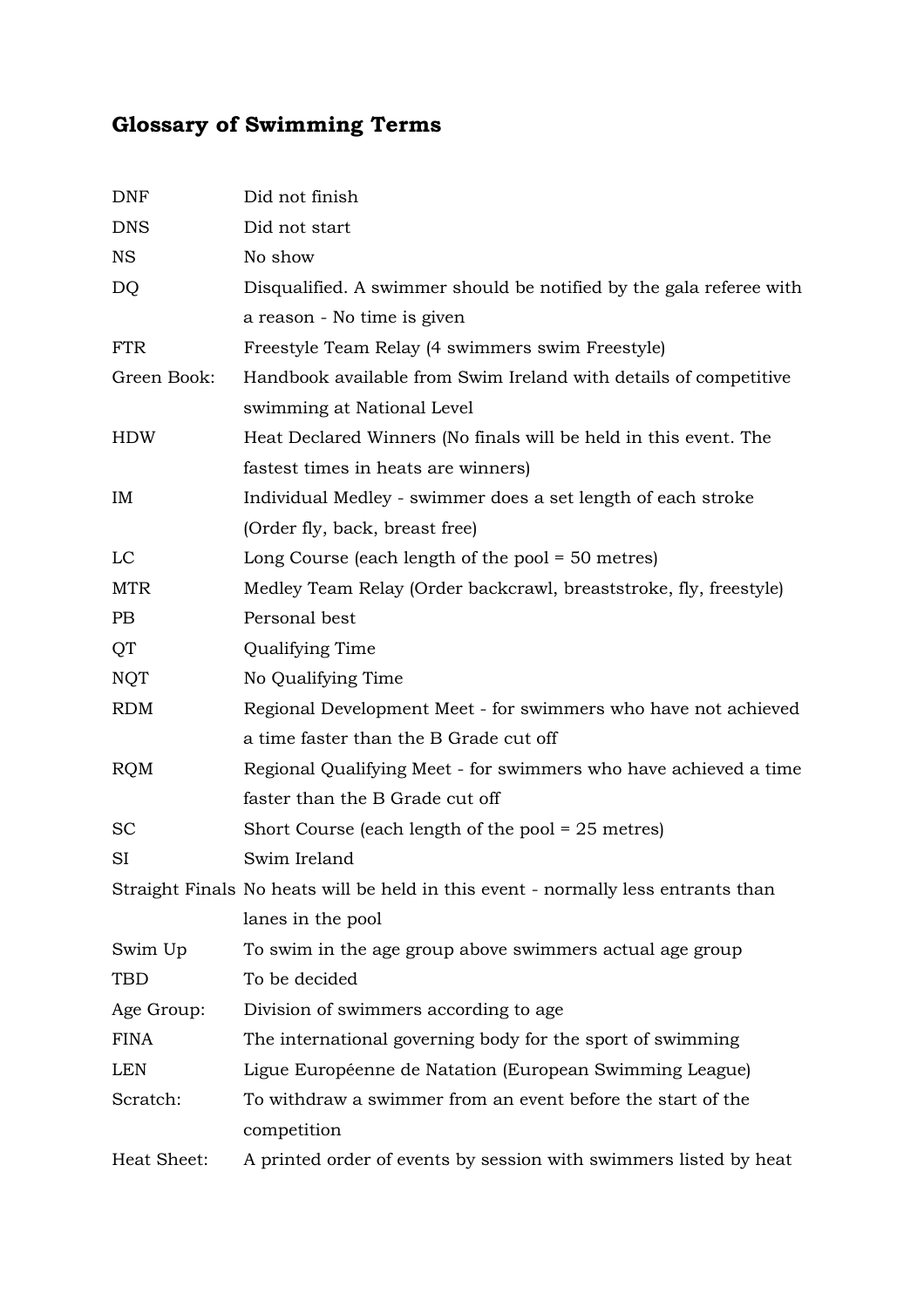## Glossary of Swimming Terms

| | |
|---|---|
| DNF | Did not finish |
| DNS | Did not start |
| NS | No show |
| DQ | Disqualified. A swimmer should be notified by the gala referee with a reason - No time is given |
| FTR | Freestyle Team Relay (4 swimmers swim Freestyle) |
| Green Book: | Handbook available from Swim Ireland with details of competitive swimming at National Level |
| HDW | Heat Declared Winners (No finals will be held in this event. The fastest times in heats are winners) |
| IM | Individual Medley - swimmer does a set length of each stroke (Order fly, back, breast free) |
| LC | Long Course (each length of the pool = 50 metres) |
| MTR | Medley Team Relay (Order backcrawl, breaststroke, fly, freestyle) |
| PB | Personal best |
| QT | Qualifying Time |
| NQT | No Qualifying Time |
| RDM | Regional Development Meet - for swimmers who have not achieved a time faster than the B Grade cut off |
| RQM | Regional Qualifying Meet - for swimmers who have achieved a time faster than the B Grade cut off |
| SC | Short Course (each length of the pool = 25 metres) |
| SI | Swim Ireland |
| Straight Finals | No heats will be held in this event - normally less entrants than lanes in the pool |
| Swim Up | To swim in the age group above swimmers actual age group |
| TBD | To be decided |
| Age Group: | Division of swimmers according to age |
| FINA | The international governing body for the sport of swimming |
| LEN | Ligue Européenne de Natation (European Swimming League) |
| Scratch: | To withdraw a swimmer from an event before the start of the competition |
| Heat Sheet: | A printed order of events by session with swimmers listed by heat |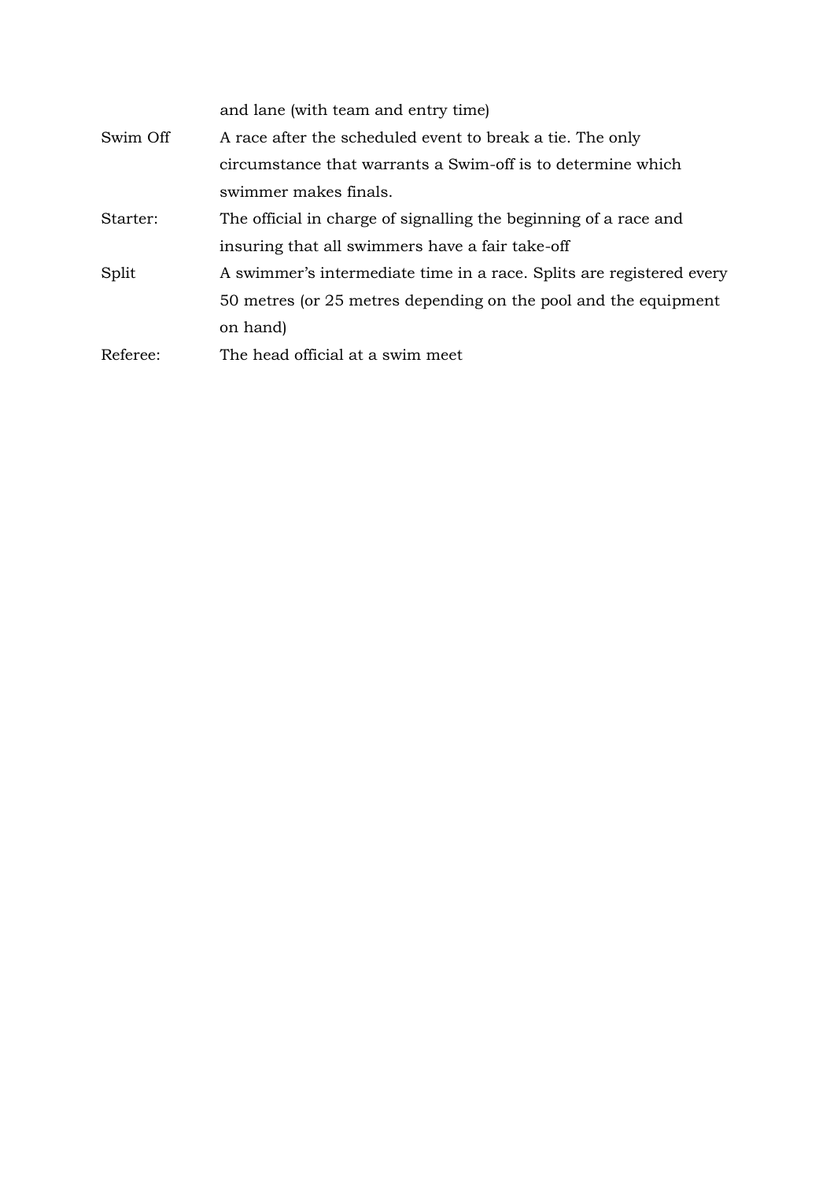| | |
|---|---|
| | and lane (with team and entry time) |
| Swim Off | A race after the scheduled event to break a tie. The only circumstance that warrants a Swim-off is to determine which swimmer makes finals. |
| Starter: | The official in charge of signalling the beginning of a race and insuring that all swimmers have a fair take-off |
| Split | A swimmer's intermediate time in a race. Splits are registered every 50 metres (or 25 metres depending on the pool and the equipment on hand) |
| Referee: | The head official at a swim meet |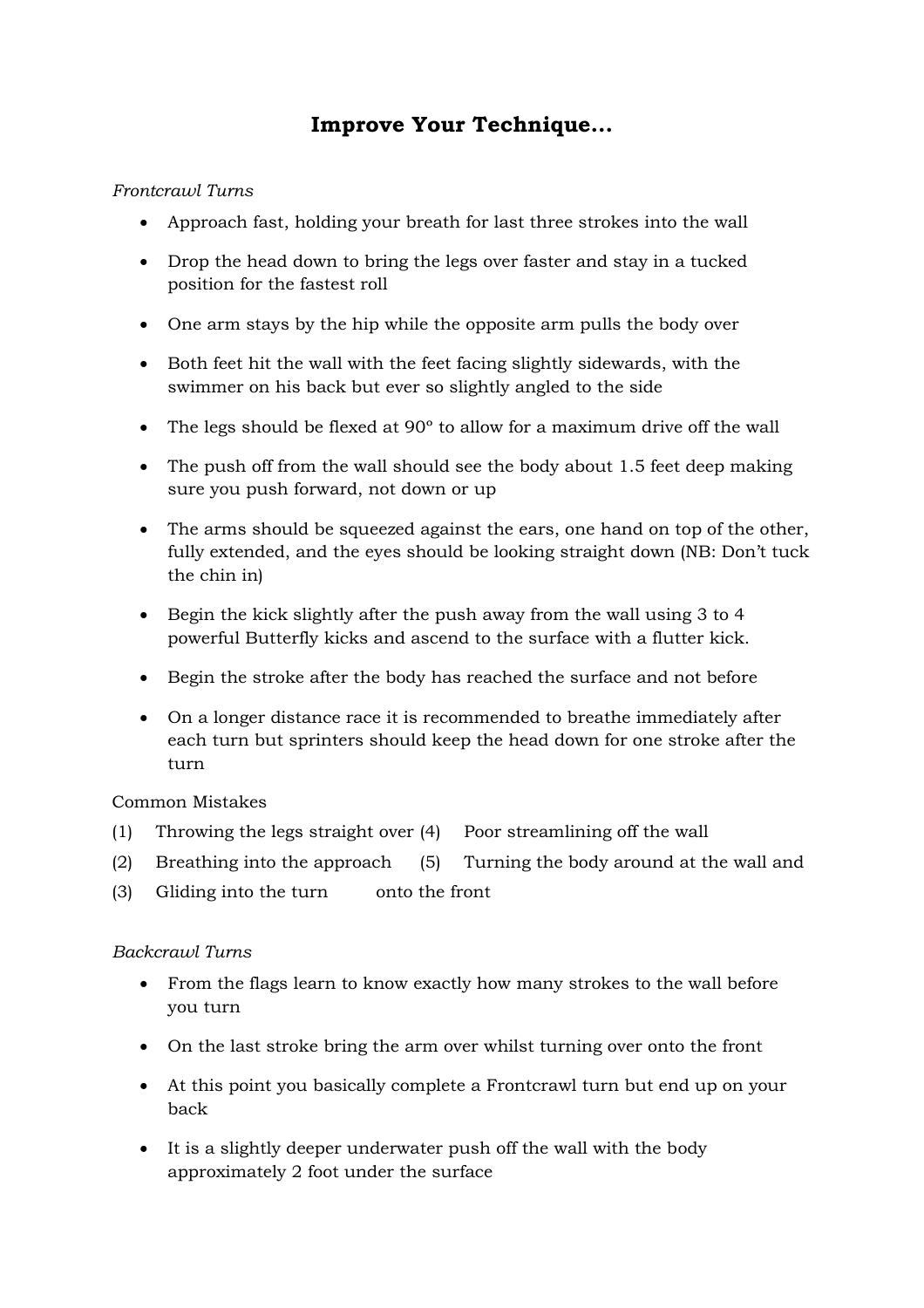## Improve Your Technique…

*Frontcrawl Turns*

- Approach fast, holding your breath for last three strokes into the wall
- Drop the head down to bring the legs over faster and stay in a tucked position for the fastest roll
- One arm stays by the hip while the opposite arm pulls the body over
- Both feet hit the wall with the feet facing slightly sidewards, with the swimmer on his back but ever so slightly angled to the side
- The legs should be flexed at 90º to allow for a maximum drive off the wall
- The push off from the wall should see the body about 1.5 feet deep making sure you push forward, not down or up
- The arms should be squeezed against the ears, one hand on top of the other, fully extended, and the eyes should be looking straight down (NB: Don't tuck the chin in)
- Begin the kick slightly after the push away from the wall using 3 to 4 powerful Butterfly kicks and ascend to the surface with a flutter kick.
- Begin the stroke after the body has reached the surface and not before
- On a longer distance race it is recommended to breathe immediately after each turn but sprinters should keep the head down for one stroke after the turn

Common Mistakes

(1) Throwing the legs straight over
(2) Breathing into the approach
(3) Gliding into the turn
(4) Poor streamlining off the wall
(5) Turning the body around at the wall and onto the front

*Backcrawl Turns*

- From the flags learn to know exactly how many strokes to the wall before you turn
- On the last stroke bring the arm over whilst turning over onto the front
- At this point you basically complete a Frontcrawl turn but end up on your back
- It is a slightly deeper underwater push off the wall with the body approximately 2 foot under the surface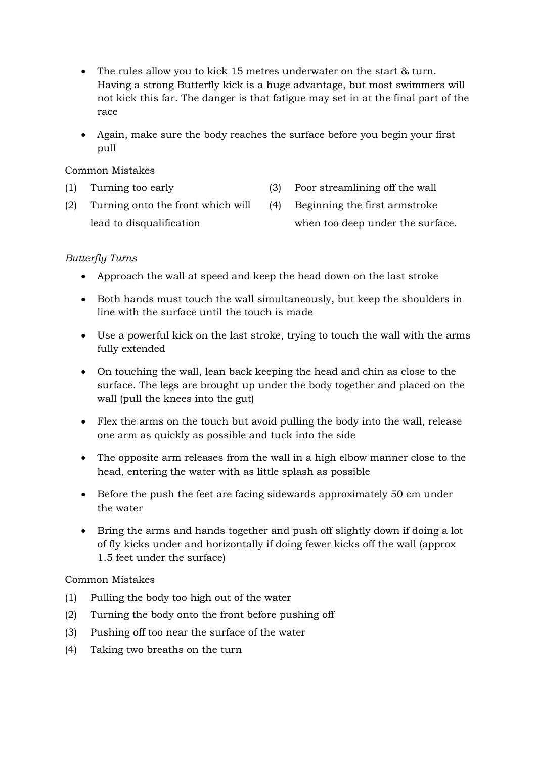- The rules allow you to kick 15 metres underwater on the start & turn. Having a strong Butterfly kick is a huge advantage, but most swimmers will not kick this far. The danger is that fatigue may set in at the final part of the race

- Again, make sure the body reaches the surface before you begin your first pull

Common Mistakes

(1) Turning too early
(2) Turning onto the front which will lead to disqualification
(3) Poor streamlining off the wall
(4) Beginning the first armstroke when too deep under the surface.

*Butterfly Turns*

- Approach the wall at speed and keep the head down on the last stroke

- Both hands must touch the wall simultaneously, but keep the shoulders in line with the surface until the touch is made

- Use a powerful kick on the last stroke, trying to touch the wall with the arms fully extended

- On touching the wall, lean back keeping the head and chin as close to the surface. The legs are brought up under the body together and placed on the wall (pull the knees into the gut)

- Flex the arms on the touch but avoid pulling the body into the wall, release one arm as quickly as possible and tuck into the side

- The opposite arm releases from the wall in a high elbow manner close to the head, entering the water with as little splash as possible

- Before the push the feet are facing sidewards approximately 50 cm under the water

- Bring the arms and hands together and push off slightly down if doing a lot of fly kicks under and horizontally if doing fewer kicks off the wall (approx 1.5 feet under the surface)

Common Mistakes

(1) Pulling the body too high out of the water
(2) Turning the body onto the front before pushing off
(3) Pushing off too near the surface of the water
(4) Taking two breaths on the turn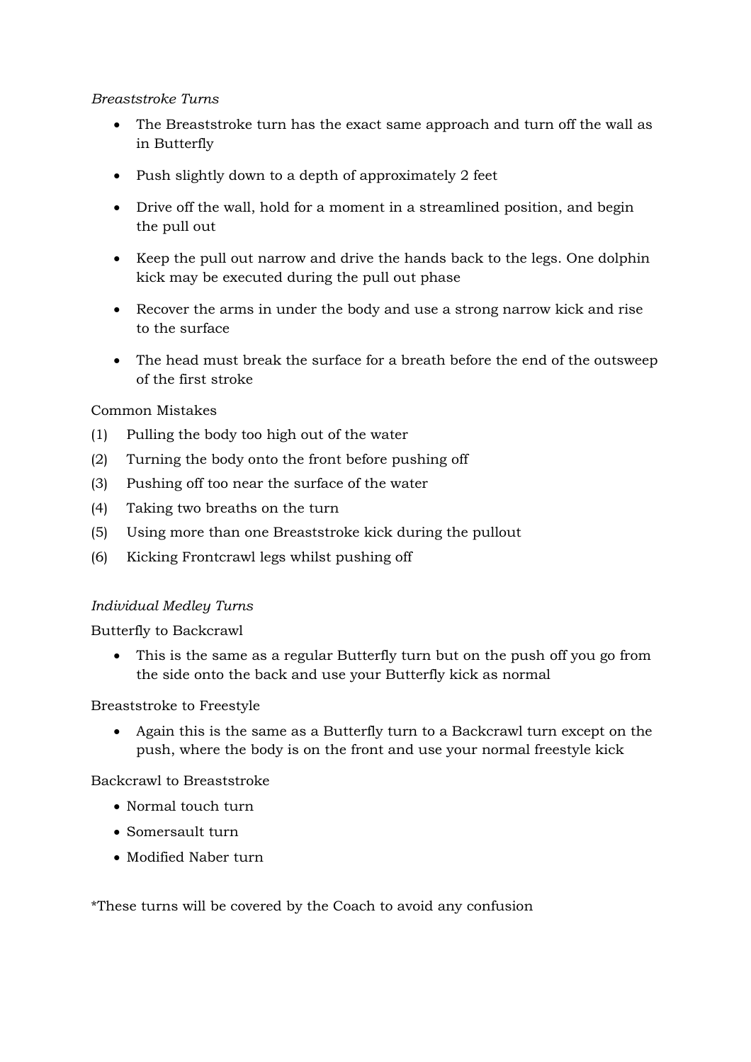*Breaststroke Turns*

- The Breaststroke turn has the exact same approach and turn off the wall as in Butterfly
- Push slightly down to a depth of approximately 2 feet
- Drive off the wall, hold for a moment in a streamlined position, and begin the pull out
- Keep the pull out narrow and drive the hands back to the legs. One dolphin kick may be executed during the pull out phase
- Recover the arms in under the body and use a strong narrow kick and rise to the surface
- The head must break the surface for a breath before the end of the outsweep of the first stroke

Common Mistakes

(1) Pulling the body too high out of the water
(2) Turning the body onto the front before pushing off
(3) Pushing off too near the surface of the water
(4) Taking two breaths on the turn
(5) Using more than one Breaststroke kick during the pullout
(6) Kicking Frontcrawl legs whilst pushing off

*Individual Medley Turns*

Butterfly to Backcrawl

- This is the same as a regular Butterfly turn but on the push off you go from the side onto the back and use your Butterfly kick as normal

Breaststroke to Freestyle

- Again this is the same as a Butterfly turn to a Backcrawl turn except on the push, where the body is on the front and use your normal freestyle kick

Backcrawl to Breaststroke

- Normal touch turn
- Somersault turn
- Modified Naber turn

*These turns will be covered by the Coach to avoid any confusion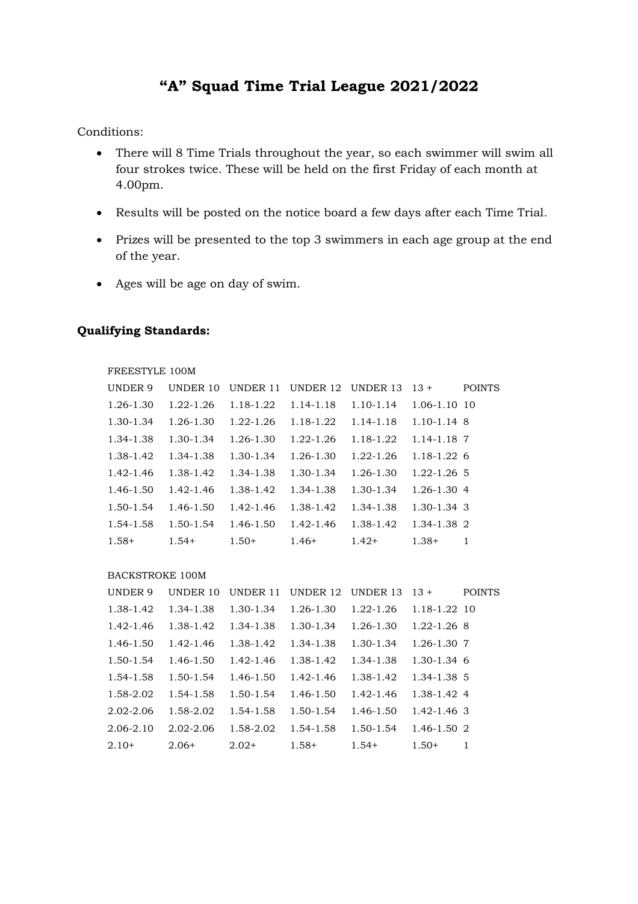# "A" Squad Time Trial League 2021/2022

Conditions:

- There will 8 Time Trials throughout the year, so each swimmer will swim all four strokes twice. These will be held on the first Friday of each month at 4.00pm.
- Results will be posted on the notice board a few days after each Time Trial.
- Prizes will be presented to the top 3 swimmers in each age group at the end of the year.
- Ages will be age on day of swim.

**Qualifying Standards:**

FREESTYLE 100M

| UNDER 9 | UNDER 10 | UNDER 11 | UNDER 12 | UNDER 13 | 13 + | POINTS |
|---|---|---|---|---|---|---|
| 1.26-1.30 | 1.22-1.26 | 1.18-1.22 | 1.14-1.18 | 1.10-1.14 | 1.06-1.10 | 10 |
| 1.30-1.34 | 1.26-1.30 | 1.22-1.26 | 1.18-1.22 | 1.14-1.18 | 1.10-1.14 | 8 |
| 1.34-1.38 | 1.30-1.34 | 1.26-1.30 | 1.22-1.26 | 1.18-1.22 | 1.14-1.18 | 7 |
| 1.38-1.42 | 1.34-1.38 | 1.30-1.34 | 1.26-1.30 | 1.22-1.26 | 1.18-1.22 | 6 |
| 1.42-1.46 | 1.38-1.42 | 1.34-1.38 | 1.30-1.34 | 1.26-1.30 | 1.22-1.26 | 5 |
| 1.46-1.50 | 1.42-1.46 | 1.38-1.42 | 1.34-1.38 | 1.30-1.34 | 1.26-1.30 | 4 |
| 1.50-1.54 | 1.46-1.50 | 1.42-1.46 | 1.38-1.42 | 1.34-1.38 | 1.30-1.34 | 3 |
| 1.54-1.58 | 1.50-1.54 | 1.46-1.50 | 1.42-1.46 | 1.38-1.42 | 1.34-1.38 | 2 |
| 1.58+ | 1.54+ | 1.50+ | 1.46+ | 1.42+ | 1.38+ | 1 |

BACKSTROKE 100M

| UNDER 9 | UNDER 10 | UNDER 11 | UNDER 12 | UNDER 13 | 13 + | POINTS |
|---|---|---|---|---|---|---|
| 1.38-1.42 | 1.34-1.38 | 1.30-1.34 | 1.26-1.30 | 1.22-1.26 | 1.18-1.22 | 10 |
| 1.42-1.46 | 1.38-1.42 | 1.34-1.38 | 1.30-1.34 | 1.26-1.30 | 1.22-1.26 | 8 |
| 1.46-1.50 | 1.42-1.46 | 1.38-1.42 | 1.34-1.38 | 1.30-1.34 | 1.26-1.30 | 7 |
| 1.50-1.54 | 1.46-1.50 | 1.42-1.46 | 1.38-1.42 | 1.34-1.38 | 1.30-1.34 | 6 |
| 1.54-1.58 | 1.50-1.54 | 1.46-1.50 | 1.42-1.46 | 1.38-1.42 | 1.34-1.38 | 5 |
| 1.58-2.02 | 1.54-1.58 | 1.50-1.54 | 1.46-1.50 | 1.42-1.46 | 1.38-1.42 | 4 |
| 2.02-2.06 | 1.58-2.02 | 1.54-1.58 | 1.50-1.54 | 1.46-1.50 | 1.42-1.46 | 3 |
| 2.06-2.10 | 2.02-2.06 | 1.58-2.02 | 1.54-1.58 | 1.50-1.54 | 1.46-1.50 | 2 |
| 2.10+ | 2.06+ | 2.02+ | 1.58+ | 1.54+ | 1.50+ | 1 |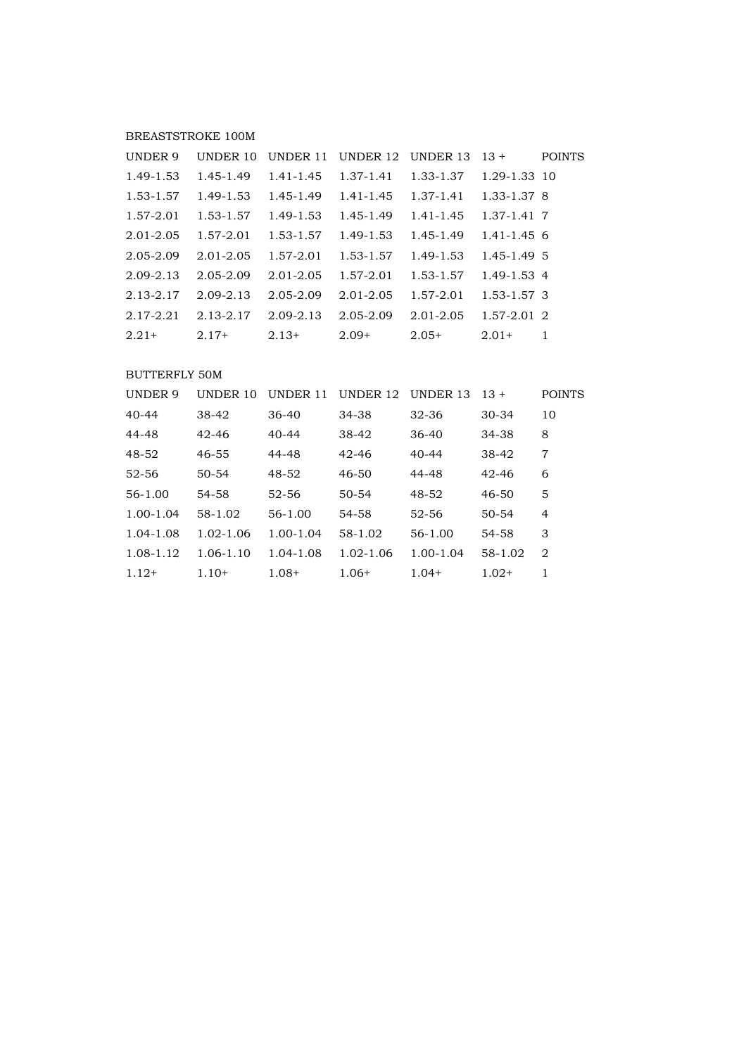BREASTSTROKE 100M

| UNDER 9 | UNDER 10 | UNDER 11 | UNDER 12 | UNDER 13 | 13 + | POINTS |
|---|---|---|---|---|---|---|
| 1.49-1.53 | 1.45-1.49 | 1.41-1.45 | 1.37-1.41 | 1.33-1.37 | 1.29-1.33 | 10 |
| 1.53-1.57 | 1.49-1.53 | 1.45-1.49 | 1.41-1.45 | 1.37-1.41 | 1.33-1.37 | 8 |
| 1.57-2.01 | 1.53-1.57 | 1.49-1.53 | 1.45-1.49 | 1.41-1.45 | 1.37-1.41 | 7 |
| 2.01-2.05 | 1.57-2.01 | 1.53-1.57 | 1.49-1.53 | 1.45-1.49 | 1.41-1.45 | 6 |
| 2.05-2.09 | 2.01-2.05 | 1.57-2.01 | 1.53-1.57 | 1.49-1.53 | 1.45-1.49 | 5 |
| 2.09-2.13 | 2.05-2.09 | 2.01-2.05 | 1.57-2.01 | 1.53-1.57 | 1.49-1.53 | 4 |
| 2.13-2.17 | 2.09-2.13 | 2.05-2.09 | 2.01-2.05 | 1.57-2.01 | 1.53-1.57 | 3 |
| 2.17-2.21 | 2.13-2.17 | 2.09-2.13 | 2.05-2.09 | 2.01-2.05 | 1.57-2.01 | 2 |
| 2.21+ | 2.17+ | 2.13+ | 2.09+ | 2.05+ | 2.01+ | 1 |

BUTTERFLY 50M

| UNDER 9 | UNDER 10 | UNDER 11 | UNDER 12 | UNDER 13 | 13 + | POINTS |
|---|---|---|---|---|---|---|
| 40-44 | 38-42 | 36-40 | 34-38 | 32-36 | 30-34 | 10 |
| 44-48 | 42-46 | 40-44 | 38-42 | 36-40 | 34-38 | 8 |
| 48-52 | 46-55 | 44-48 | 42-46 | 40-44 | 38-42 | 7 |
| 52-56 | 50-54 | 48-52 | 46-50 | 44-48 | 42-46 | 6 |
| 56-1.00 | 54-58 | 52-56 | 50-54 | 48-52 | 46-50 | 5 |
| 1.00-1.04 | 58-1.02 | 56-1.00 | 54-58 | 52-56 | 50-54 | 4 |
| 1.04-1.08 | 1.02-1.06 | 1.00-1.04 | 58-1.02 | 56-1.00 | 54-58 | 3 |
| 1.08-1.12 | 1.06-1.10 | 1.04-1.08 | 1.02-1.06 | 1.00-1.04 | 58-1.02 | 2 |
| 1.12+ | 1.10+ | 1.08+ | 1.06+ | 1.04+ | 1.02+ | 1 |